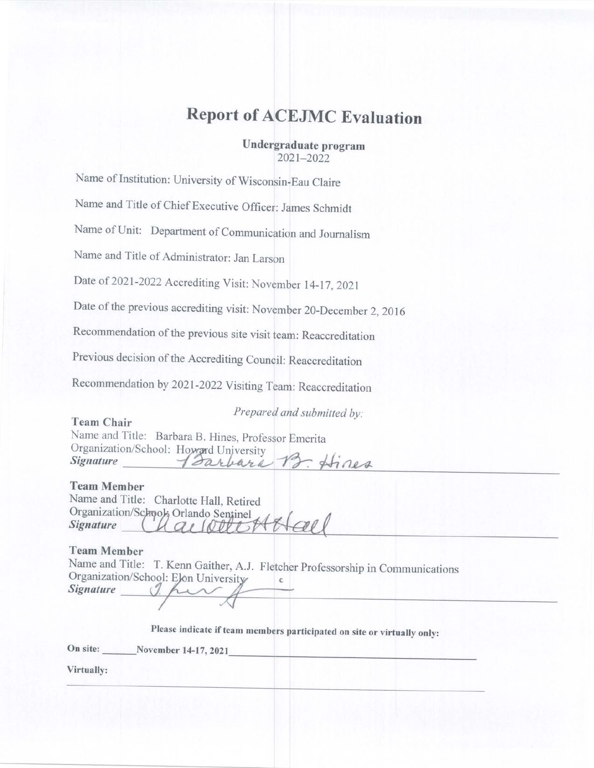# Report of ACEJMC Evaluation

**Undergraduate program**
2021–2022

Name of Institution: University of Wisconsin-Eau Claire

Name and Title of Chief Executive Officer: James Schmidt

Name of Unit: Department of Communication and Journalism

Name and Title of Administrator: Jan Larson

Date of 2021-2022 Accrediting Visit: November 14-17, 2021

Date of the previous accrediting visit: November 20-December 2, 2016

Recommendation of the previous site visit team: Reaccreditation

Previous decision of the Accrediting Council: Reaccreditation

Recommendation by 2021-2022 Visiting Team: Reaccreditation

*Prepared and submitted by:*

**Team Chair**
Name and Title: Barbara B. Hines, Professor Emerita
Organization/School: Howard University
***Signature*** Barbara B. Hines

**Team Member**
Name and Title: Charlotte Hall, Retired
Organization/School: Orlando Sentinel
***Signature*** Charlotte Hall

**Team Member**
Name and Title: T. Kenn Gaither, A.J. Fletcher Professorship in Communications
Organization/School: Elon University
***Signature*** ___________

**Please indicate if team members participated on site or virtually only:**

**On site:** November 14-17, 2021

**Virtually:**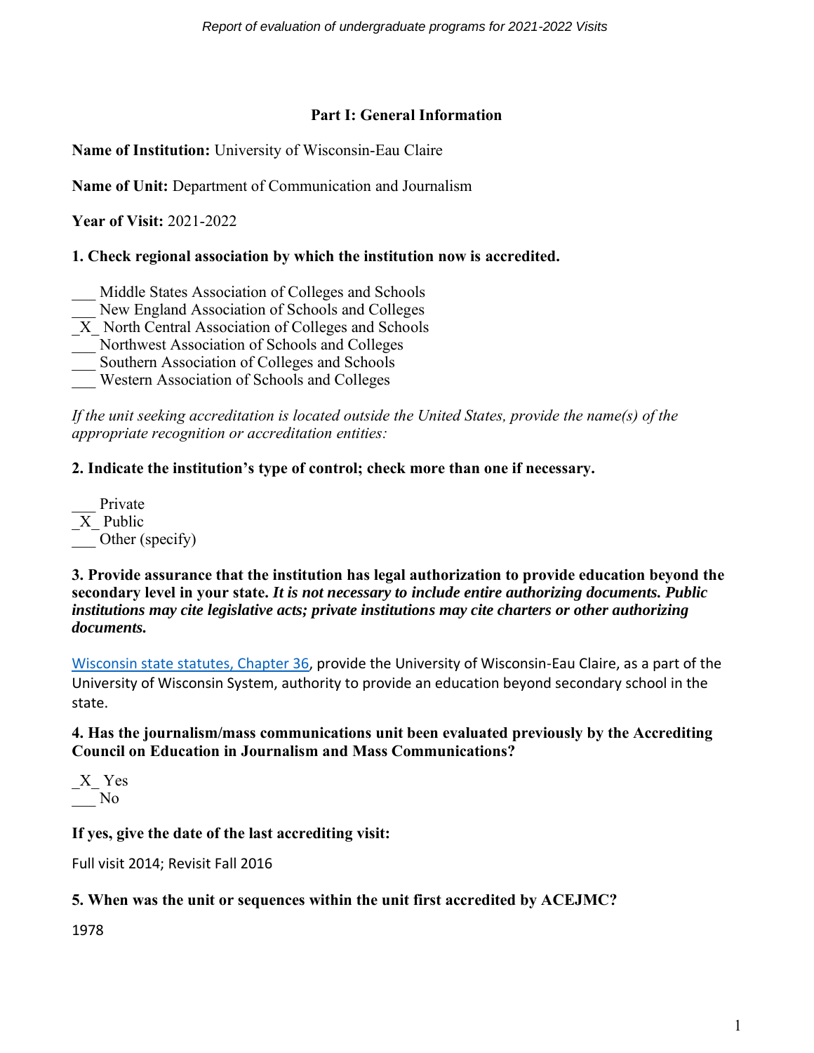## Part I: General Information

**Name of Institution:** University of Wisconsin-Eau Claire

**Name of Unit:** Department of Communication and Journalism

**Year of Visit:** 2021-2022

### 1. Check regional association by which the institution now is accredited.

___ Middle States Association of Colleges and Schools
___ New England Association of Schools and Colleges
_X_ North Central Association of Colleges and Schools
___ Northwest Association of Schools and Colleges
___ Southern Association of Colleges and Schools
___ Western Association of Schools and Colleges

*If the unit seeking accreditation is located outside the United States, provide the name(s) of the appropriate recognition or accreditation entities:*

### 2. Indicate the institution's type of control; check more than one if necessary.

___ Private
_X_ Public
___ Other (specify)

### 3. Provide assurance that the institution has legal authorization to provide education beyond the secondary level in your state. *It is not necessary to include entire authorizing documents. Public institutions may cite legislative acts; private institutions may cite charters or other authorizing documents.*

Wisconsin state statutes, Chapter 36, provide the University of Wisconsin-Eau Claire, as a part of the University of Wisconsin System, authority to provide an education beyond secondary school in the state.

### 4. Has the journalism/mass communications unit been evaluated previously by the Accrediting Council on Education in Journalism and Mass Communications?

_X_ Yes
___ No

**If yes, give the date of the last accrediting visit:**

Full visit 2014; Revisit Fall 2016

### 5. When was the unit or sequences within the unit first accredited by ACEJMC?

1978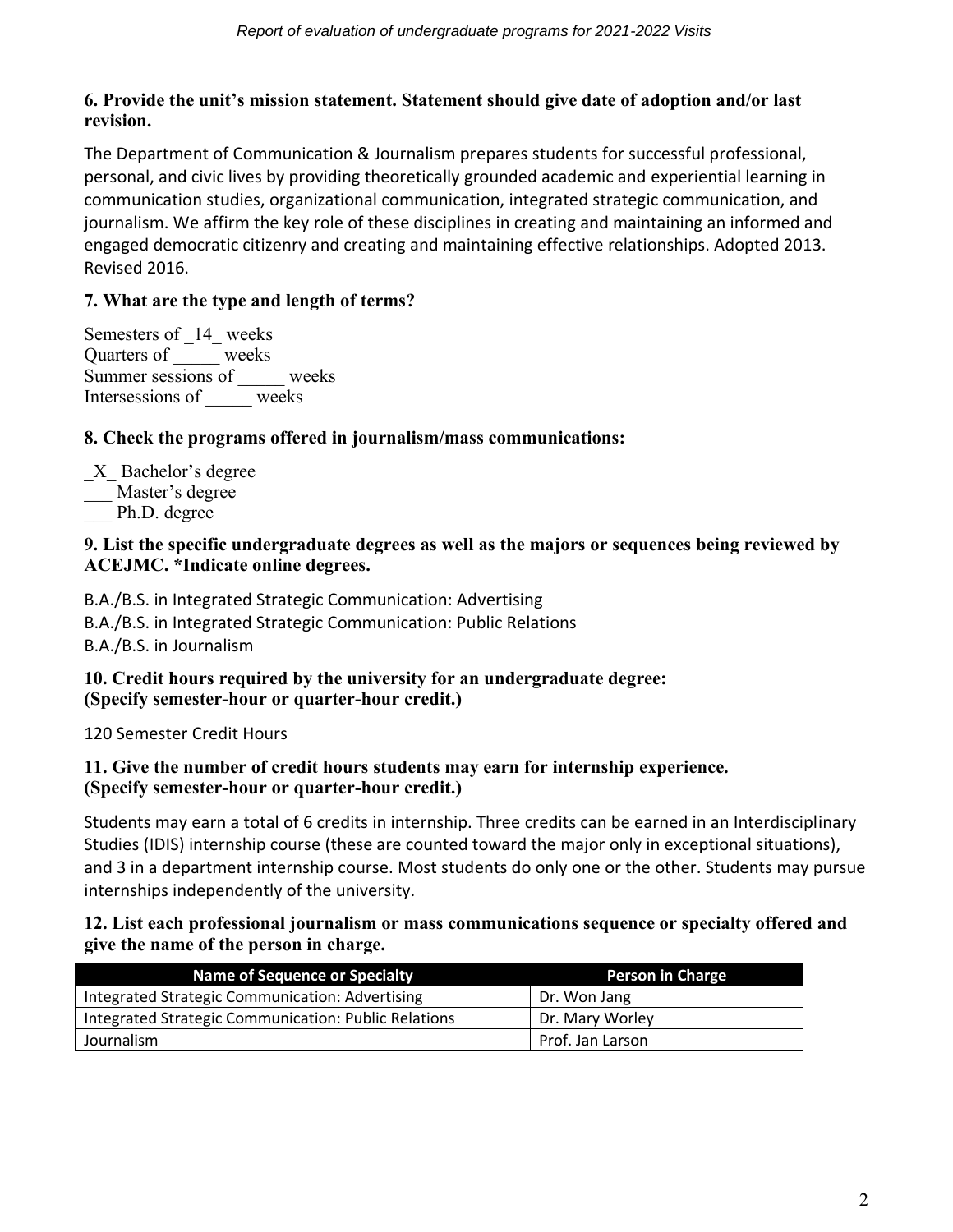**6. Provide the unit's mission statement. Statement should give date of adoption and/or last revision.**

The Department of Communication & Journalism prepares students for successful professional, personal, and civic lives by providing theoretically grounded academic and experiential learning in communication studies, organizational communication, integrated strategic communication, and journalism. We affirm the key role of these disciplines in creating and maintaining an informed and engaged democratic citizenry and creating and maintaining effective relationships. Adopted 2013. Revised 2016.

**7. What are the type and length of terms?**

Semesters of _14_ weeks
Quarters of _____ weeks
Summer sessions of _____ weeks
Intersessions of _____ weeks

**8. Check the programs offered in journalism/mass communications:**

_X_ Bachelor's degree
___ Master's degree
___ Ph.D. degree

**9. List the specific undergraduate degrees as well as the majors or sequences being reviewed by ACEJMC. *Indicate online degrees.**

B.A./B.S. in Integrated Strategic Communication: Advertising
B.A./B.S. in Integrated Strategic Communication: Public Relations
B.A./B.S. in Journalism

**10. Credit hours required by the university for an undergraduate degree: (Specify semester-hour or quarter-hour credit.)**

120 Semester Credit Hours

**11. Give the number of credit hours students may earn for internship experience. (Specify semester-hour or quarter-hour credit.)**

Students may earn a total of 6 credits in internship. Three credits can be earned in an Interdisciplinary Studies (IDIS) internship course (these are counted toward the major only in exceptional situations), and 3 in a department internship course. Most students do only one or the other. Students may pursue internships independently of the university.

**12. List each professional journalism or mass communications sequence or specialty offered and give the name of the person in charge.**

| Name of Sequence or Specialty | Person in Charge |
|---|---|
| Integrated Strategic Communication: Advertising | Dr. Won Jang |
| Integrated Strategic Communication: Public Relations | Dr. Mary Worley |
| Journalism | Prof. Jan Larson |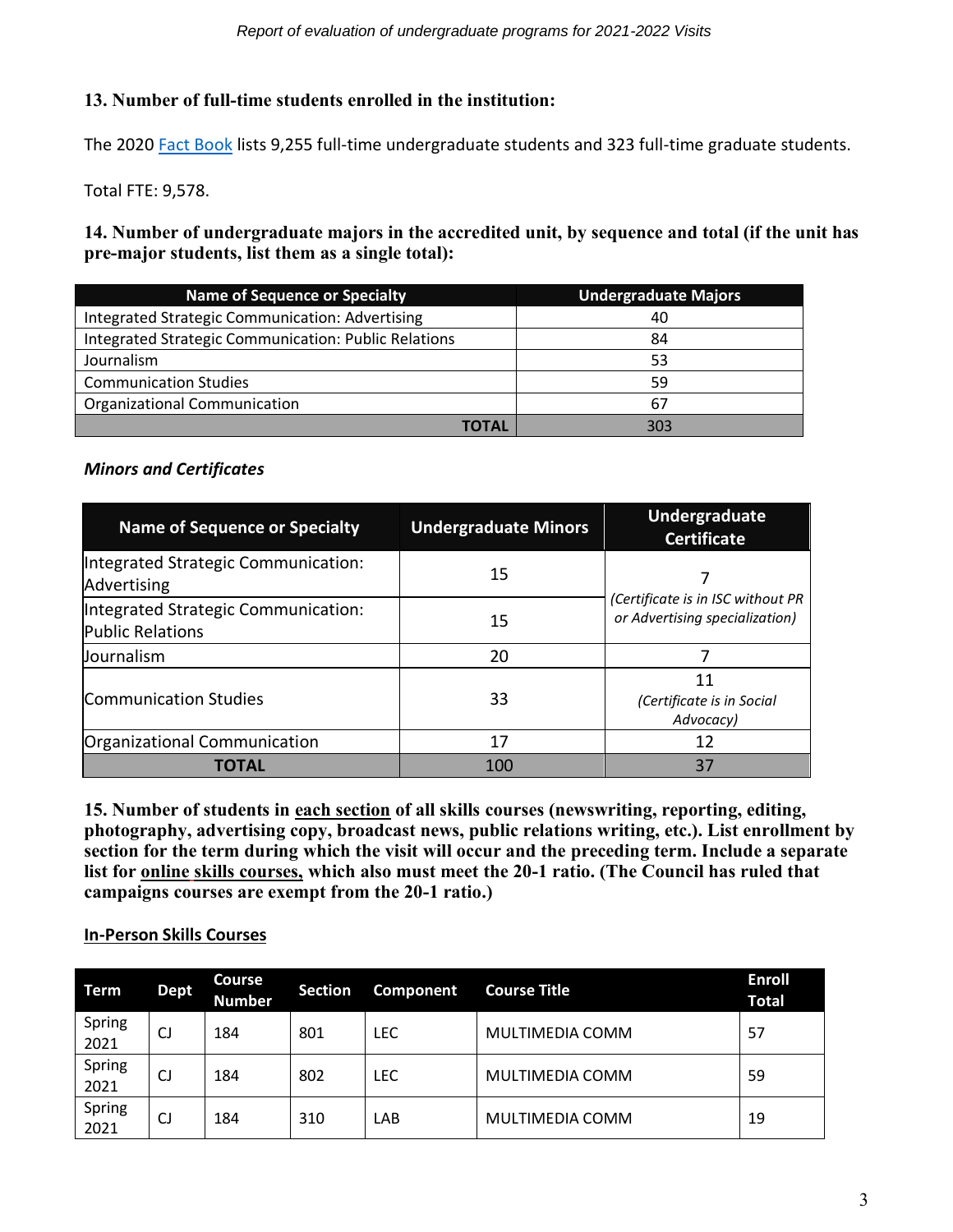**13. Number of full-time students enrolled in the institution:**

The 2020 Fact Book lists 9,255 full-time undergraduate students and 323 full-time graduate students.

Total FTE: 9,578.

**14. Number of undergraduate majors in the accredited unit, by sequence and total (if the unit has pre-major students, list them as a single total):**

| Name of Sequence or Specialty | Undergraduate Majors |
|---|---|
| Integrated Strategic Communication: Advertising | 40 |
| Integrated Strategic Communication: Public Relations | 84 |
| Journalism | 53 |
| Communication Studies | 59 |
| Organizational Communication | 67 |
| **TOTAL** | 303 |

***Minors and Certificates***

| Name of Sequence or Specialty | Undergraduate Minors | Undergraduate Certificate |
|---|---|---|
| Integrated Strategic Communication: Advertising | 15 | 7 *(Certificate is in ISC without PR or Advertising specialization)* |
| Integrated Strategic Communication: Public Relations | 15 | |
| Journalism | 20 | 7 |
| Communication Studies | 33 | 11 *(Certificate is in Social Advocacy)* |
| Organizational Communication | 17 | 12 |
| **TOTAL** | 100 | 37 |

**15. Number of students in <u>each section</u> of all skills courses (newswriting, reporting, editing, photography, advertising copy, broadcast news, public relations writing, etc.). List enrollment by section for the term during which the visit will occur and the preceding term. Include a separate list for <u>online skills courses,</u> which also must meet the 20-1 ratio. (The Council has ruled that campaigns courses are exempt from the 20-1 ratio.)**

**<u>In-Person Skills Courses</u>**

| Term | Dept | Course Number | Section | Component | Course Title | Enroll Total |
|---|---|---|---|---|---|---|
| Spring 2021 | CJ | 184 | 801 | LEC | MULTIMEDIA COMM | 57 |
| Spring 2021 | CJ | 184 | 802 | LEC | MULTIMEDIA COMM | 59 |
| Spring 2021 | CJ | 184 | 310 | LAB | MULTIMEDIA COMM | 19 |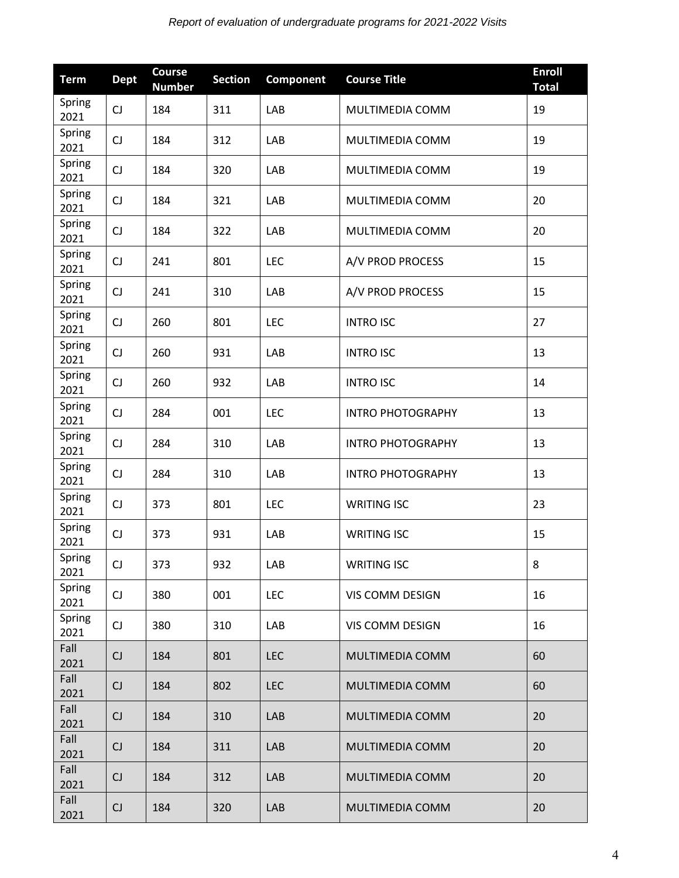| Term | Dept | Course Number | Section | Component | Course Title | Enroll Total |
| --- | --- | --- | --- | --- | --- | --- |
| Spring 2021 | CJ | 184 | 311 | LAB | MULTIMEDIA COMM | 19 |
| Spring 2021 | CJ | 184 | 312 | LAB | MULTIMEDIA COMM | 19 |
| Spring 2021 | CJ | 184 | 320 | LAB | MULTIMEDIA COMM | 19 |
| Spring 2021 | CJ | 184 | 321 | LAB | MULTIMEDIA COMM | 20 |
| Spring 2021 | CJ | 184 | 322 | LAB | MULTIMEDIA COMM | 20 |
| Spring 2021 | CJ | 241 | 801 | LEC | A/V PROD PROCESS | 15 |
| Spring 2021 | CJ | 241 | 310 | LAB | A/V PROD PROCESS | 15 |
| Spring 2021 | CJ | 260 | 801 | LEC | INTRO ISC | 27 |
| Spring 2021 | CJ | 260 | 931 | LAB | INTRO ISC | 13 |
| Spring 2021 | CJ | 260 | 932 | LAB | INTRO ISC | 14 |
| Spring 2021 | CJ | 284 | 001 | LEC | INTRO PHOTOGRAPHY | 13 |
| Spring 2021 | CJ | 284 | 310 | LAB | INTRO PHOTOGRAPHY | 13 |
| Spring 2021 | CJ | 284 | 310 | LAB | INTRO PHOTOGRAPHY | 13 |
| Spring 2021 | CJ | 373 | 801 | LEC | WRITING ISC | 23 |
| Spring 2021 | CJ | 373 | 931 | LAB | WRITING ISC | 15 |
| Spring 2021 | CJ | 373 | 932 | LAB | WRITING ISC | 8 |
| Spring 2021 | CJ | 380 | 001 | LEC | VIS COMM DESIGN | 16 |
| Spring 2021 | CJ | 380 | 310 | LAB | VIS COMM DESIGN | 16 |
| Fall 2021 | CJ | 184 | 801 | LEC | MULTIMEDIA COMM | 60 |
| Fall 2021 | CJ | 184 | 802 | LEC | MULTIMEDIA COMM | 60 |
| Fall 2021 | CJ | 184 | 310 | LAB | MULTIMEDIA COMM | 20 |
| Fall 2021 | CJ | 184 | 311 | LAB | MULTIMEDIA COMM | 20 |
| Fall 2021 | CJ | 184 | 312 | LAB | MULTIMEDIA COMM | 20 |
| Fall 2021 | CJ | 184 | 320 | LAB | MULTIMEDIA COMM | 20 |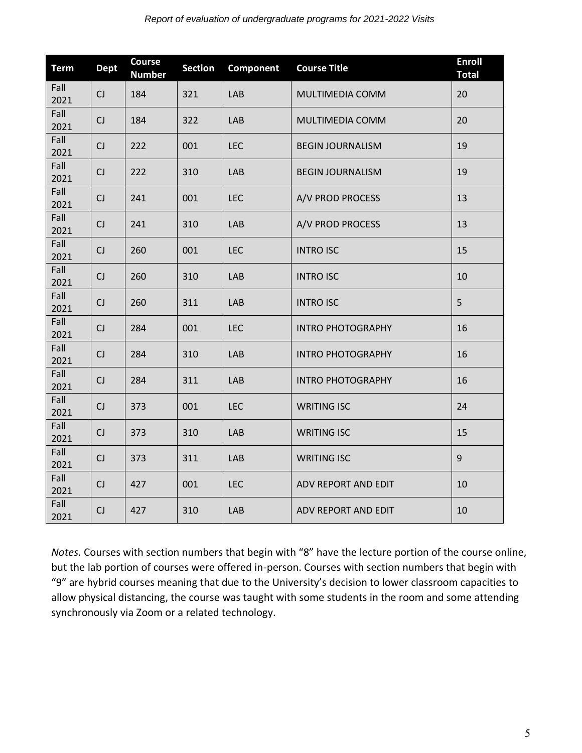| Term | Dept | Course Number | Section | Component | Course Title | Enroll Total |
|---|---|---|---|---|---|---|
| Fall 2021 | CJ | 184 | 321 | LAB | MULTIMEDIA COMM | 20 |
| Fall 2021 | CJ | 184 | 322 | LAB | MULTIMEDIA COMM | 20 |
| Fall 2021 | CJ | 222 | 001 | LEC | BEGIN JOURNALISM | 19 |
| Fall 2021 | CJ | 222 | 310 | LAB | BEGIN JOURNALISM | 19 |
| Fall 2021 | CJ | 241 | 001 | LEC | A/V PROD PROCESS | 13 |
| Fall 2021 | CJ | 241 | 310 | LAB | A/V PROD PROCESS | 13 |
| Fall 2021 | CJ | 260 | 001 | LEC | INTRO ISC | 15 |
| Fall 2021 | CJ | 260 | 310 | LAB | INTRO ISC | 10 |
| Fall 2021 | CJ | 260 | 311 | LAB | INTRO ISC | 5 |
| Fall 2021 | CJ | 284 | 001 | LEC | INTRO PHOTOGRAPHY | 16 |
| Fall 2021 | CJ | 284 | 310 | LAB | INTRO PHOTOGRAPHY | 16 |
| Fall 2021 | CJ | 284 | 311 | LAB | INTRO PHOTOGRAPHY | 16 |
| Fall 2021 | CJ | 373 | 001 | LEC | WRITING ISC | 24 |
| Fall 2021 | CJ | 373 | 310 | LAB | WRITING ISC | 15 |
| Fall 2021 | CJ | 373 | 311 | LAB | WRITING ISC | 9 |
| Fall 2021 | CJ | 427 | 001 | LEC | ADV REPORT AND EDIT | 10 |
| Fall 2021 | CJ | 427 | 310 | LAB | ADV REPORT AND EDIT | 10 |

*Notes.* Courses with section numbers that begin with "8" have the lecture portion of the course online, but the lab portion of courses were offered in-person. Courses with section numbers that begin with "9" are hybrid courses meaning that due to the University's decision to lower classroom capacities to allow physical distancing, the course was taught with some students in the room and some attending synchronously via Zoom or a related technology.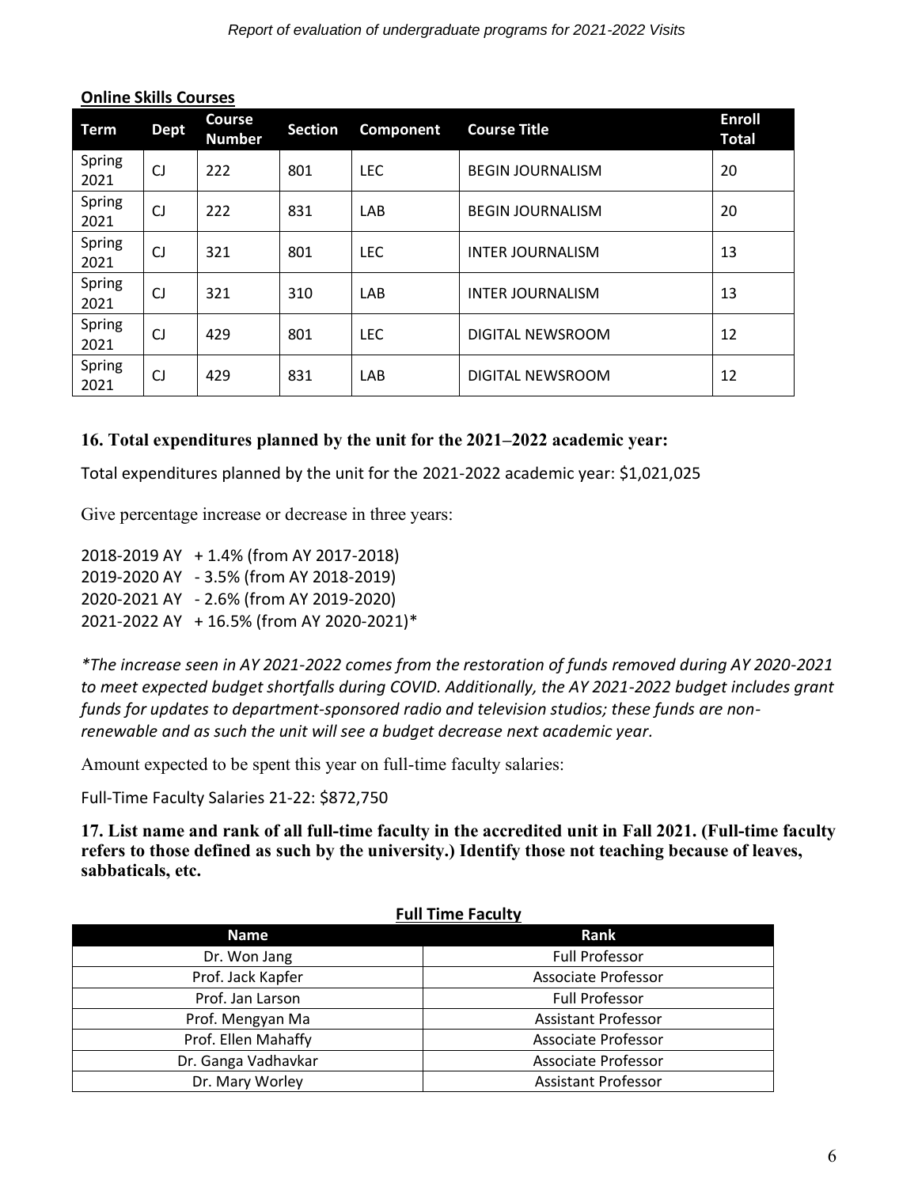**Online Skills Courses**

| Term | Dept | Course Number | Section | Component | Course Title | Enroll Total |
|---|---|---|---|---|---|---|
| Spring 2021 | CJ | 222 | 801 | LEC | BEGIN JOURNALISM | 20 |
| Spring 2021 | CJ | 222 | 831 | LAB | BEGIN JOURNALISM | 20 |
| Spring 2021 | CJ | 321 | 801 | LEC | INTER JOURNALISM | 13 |
| Spring 2021 | CJ | 321 | 310 | LAB | INTER JOURNALISM | 13 |
| Spring 2021 | CJ | 429 | 801 | LEC | DIGITAL NEWSROOM | 12 |
| Spring 2021 | CJ | 429 | 831 | LAB | DIGITAL NEWSROOM | 12 |

### 16. Total expenditures planned by the unit for the 2021–2022 academic year:

Total expenditures planned by the unit for the 2021-2022 academic year: $1,021,025

Give percentage increase or decrease in three years:

2018-2019 AY + 1.4% (from AY 2017-2018)
2019-2020 AY - 3.5% (from AY 2018-2019)
2020-2021 AY - 2.6% (from AY 2019-2020)
2021-2022 AY + 16.5% (from AY 2020-2021)*

*\*The increase seen in AY 2021-2022 comes from the restoration of funds removed during AY 2020-2021 to meet expected budget shortfalls during COVID. Additionally, the AY 2021-2022 budget includes grant funds for updates to department-sponsored radio and television studios; these funds are non-renewable and as such the unit will see a budget decrease next academic year.*

Amount expected to be spent this year on full-time faculty salaries:

Full-Time Faculty Salaries 21-22: $872,750

### 17. List name and rank of all full-time faculty in the accredited unit in Fall 2021. (Full-time faculty refers to those defined as such by the university.) Identify those not teaching because of leaves, sabbaticals, etc.

**Full Time Faculty**

| Name | Rank |
|---|---|
| Dr. Won Jang | Full Professor |
| Prof. Jack Kapfer | Associate Professor |
| Prof. Jan Larson | Full Professor |
| Prof. Mengyan Ma | Assistant Professor |
| Prof. Ellen Mahaffy | Associate Professor |
| Dr. Ganga Vadhavkar | Associate Professor |
| Dr. Mary Worley | Assistant Professor |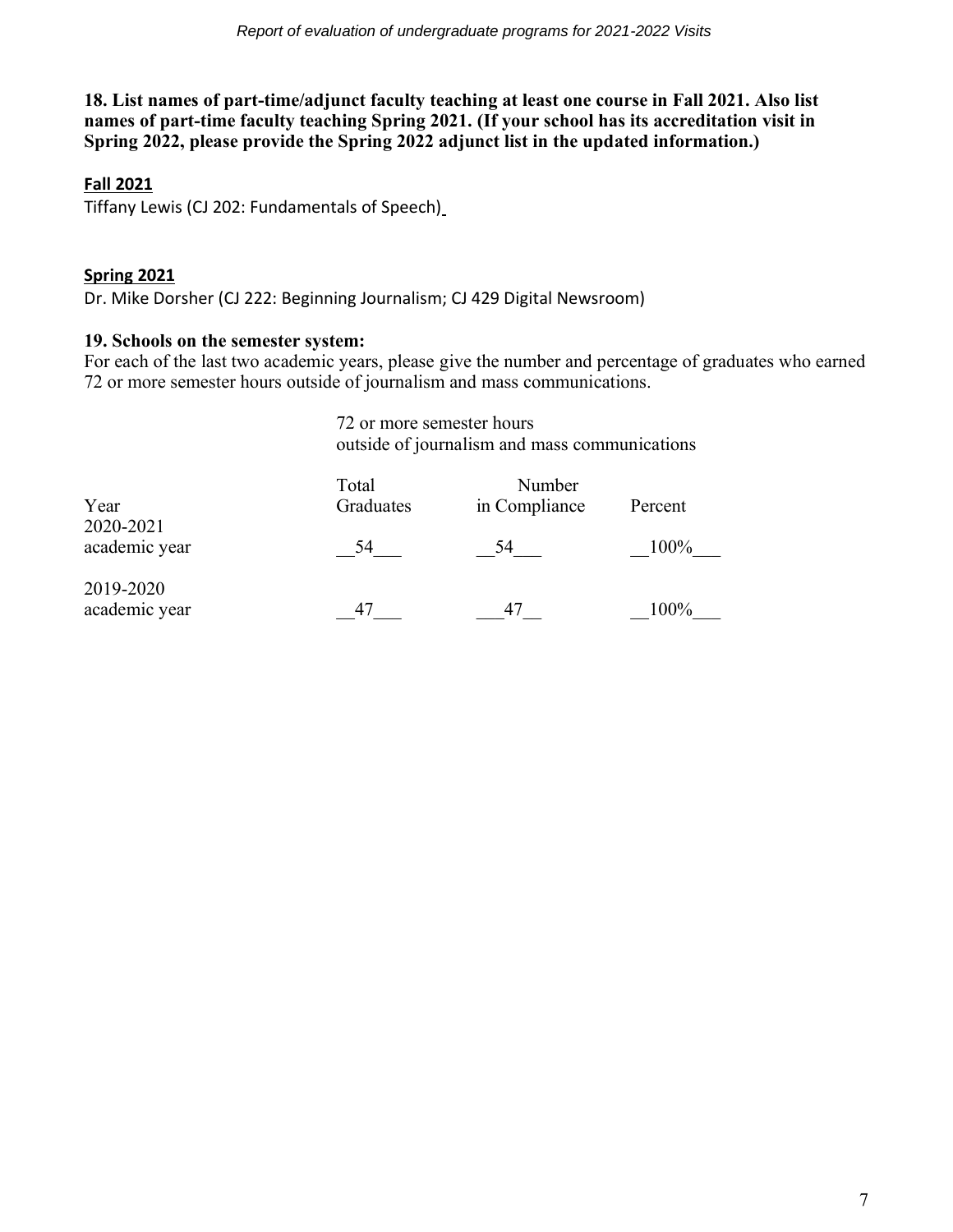**18. List names of part-time/adjunct faculty teaching at least one course in Fall 2021. Also list names of part-time faculty teaching Spring 2021. (If your school has its accreditation visit in Spring 2022, please provide the Spring 2022 adjunct list in the updated information.)**

**Fall 2021**

Tiffany Lewis (CJ 202: Fundamentals of Speech)

**Spring 2021**

Dr. Mike Dorsher (CJ 222: Beginning Journalism; CJ 429 Digital Newsroom)

**19. Schools on the semester system:**

For each of the last two academic years, please give the number and percentage of graduates who earned 72 or more semester hours outside of journalism and mass communications.

| | 72 or more semester hours outside of journalism and mass communications | | |
|---|---|---|---|
| Year | Total Graduates | Number in Compliance | Percent |
| 2020-2021 academic year | 54 | 54 | 100% |
| 2019-2020 academic year | 47 | 47 | 100% |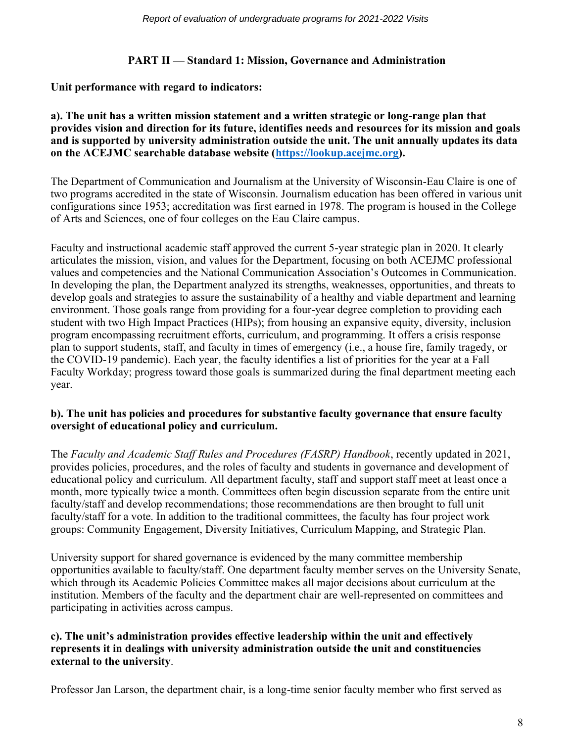## PART II — Standard 1: Mission, Governance and Administration

**Unit performance with regard to indicators:**

**a). The unit has a written mission statement and a written strategic or long-range plan that provides vision and direction for its future, identifies needs and resources for its mission and goals and is supported by university administration outside the unit. The unit annually updates its data on the ACEJMC searchable database website ([https://lookup.acejmc.org](https://lookup.acejmc.org)).**

The Department of Communication and Journalism at the University of Wisconsin-Eau Claire is one of two programs accredited in the state of Wisconsin. Journalism education has been offered in various unit configurations since 1953; accreditation was first earned in 1978. The program is housed in the College of Arts and Sciences, one of four colleges on the Eau Claire campus.

Faculty and instructional academic staff approved the current 5-year strategic plan in 2020. It clearly articulates the mission, vision, and values for the Department, focusing on both ACEJMC professional values and competencies and the National Communication Association's Outcomes in Communication. In developing the plan, the Department analyzed its strengths, weaknesses, opportunities, and threats to develop goals and strategies to assure the sustainability of a healthy and viable department and learning environment. Those goals range from providing for a four-year degree completion to providing each student with two High Impact Practices (HIPs); from housing an expansive equity, diversity, inclusion program encompassing recruitment efforts, curriculum, and programming. It offers a crisis response plan to support students, staff, and faculty in times of emergency (i.e., a house fire, family tragedy, or the COVID-19 pandemic). Each year, the faculty identifies a list of priorities for the year at a Fall Faculty Workday; progress toward those goals is summarized during the final department meeting each year.

**b). The unit has policies and procedures for substantive faculty governance that ensure faculty oversight of educational policy and curriculum.**

The *Faculty and Academic Staff Rules and Procedures (FASRP) Handbook*, recently updated in 2021, provides policies, procedures, and the roles of faculty and students in governance and development of educational policy and curriculum. All department faculty, staff and support staff meet at least once a month, more typically twice a month. Committees often begin discussion separate from the entire unit faculty/staff and develop recommendations; those recommendations are then brought to full unit faculty/staff for a vote. In addition to the traditional committees, the faculty has four project work groups: Community Engagement, Diversity Initiatives, Curriculum Mapping, and Strategic Plan.

University support for shared governance is evidenced by the many committee membership opportunities available to faculty/staff. One department faculty member serves on the University Senate, which through its Academic Policies Committee makes all major decisions about curriculum at the institution. Members of the faculty and the department chair are well-represented on committees and participating in activities across campus.

**c). The unit's administration provides effective leadership within the unit and effectively represents it in dealings with university administration outside the unit and constituencies external to the university**.

Professor Jan Larson, the department chair, is a long-time senior faculty member who first served as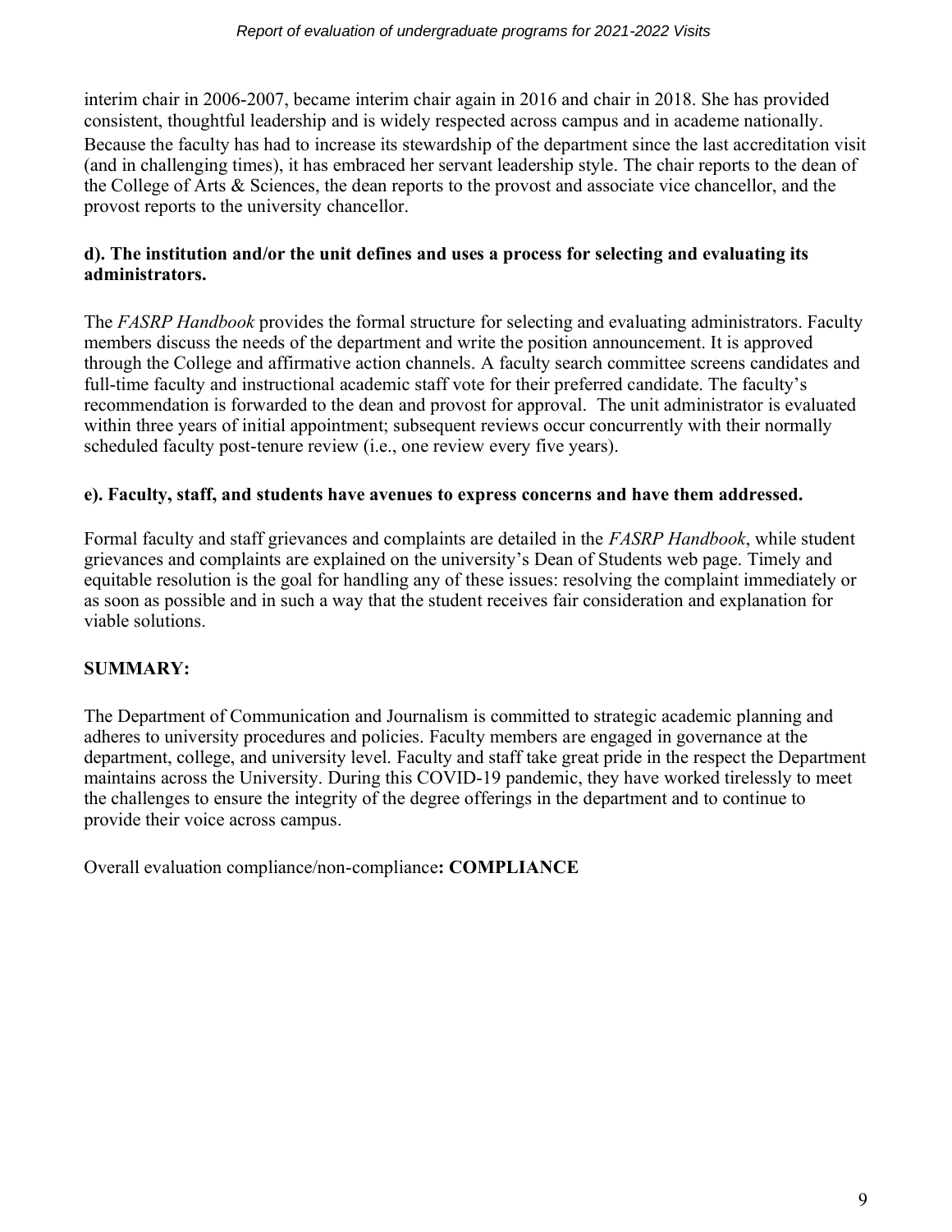interim chair in 2006-2007, became interim chair again in 2016 and chair in 2018. She has provided consistent, thoughtful leadership and is widely respected across campus and in academe nationally. Because the faculty has had to increase its stewardship of the department since the last accreditation visit (and in challenging times), it has embraced her servant leadership style. The chair reports to the dean of the College of Arts & Sciences, the dean reports to the provost and associate vice chancellor, and the provost reports to the university chancellor.

**d). The institution and/or the unit defines and uses a process for selecting and evaluating its administrators.**

The *FASRP Handbook* provides the formal structure for selecting and evaluating administrators. Faculty members discuss the needs of the department and write the position announcement. It is approved through the College and affirmative action channels. A faculty search committee screens candidates and full-time faculty and instructional academic staff vote for their preferred candidate. The faculty's recommendation is forwarded to the dean and provost for approval. The unit administrator is evaluated within three years of initial appointment; subsequent reviews occur concurrently with their normally scheduled faculty post-tenure review (i.e., one review every five years).

**e). Faculty, staff, and students have avenues to express concerns and have them addressed.**

Formal faculty and staff grievances and complaints are detailed in the *FASRP Handbook*, while student grievances and complaints are explained on the university's Dean of Students web page. Timely and equitable resolution is the goal for handling any of these issues: resolving the complaint immediately or as soon as possible and in such a way that the student receives fair consideration and explanation for viable solutions.

**SUMMARY:**

The Department of Communication and Journalism is committed to strategic academic planning and adheres to university procedures and policies. Faculty members are engaged in governance at the department, college, and university level. Faculty and staff take great pride in the respect the Department maintains across the University. During this COVID-19 pandemic, they have worked tirelessly to meet the challenges to ensure the integrity of the degree offerings in the department and to continue to provide their voice across campus.

Overall evaluation compliance/non-compliance**: COMPLIANCE**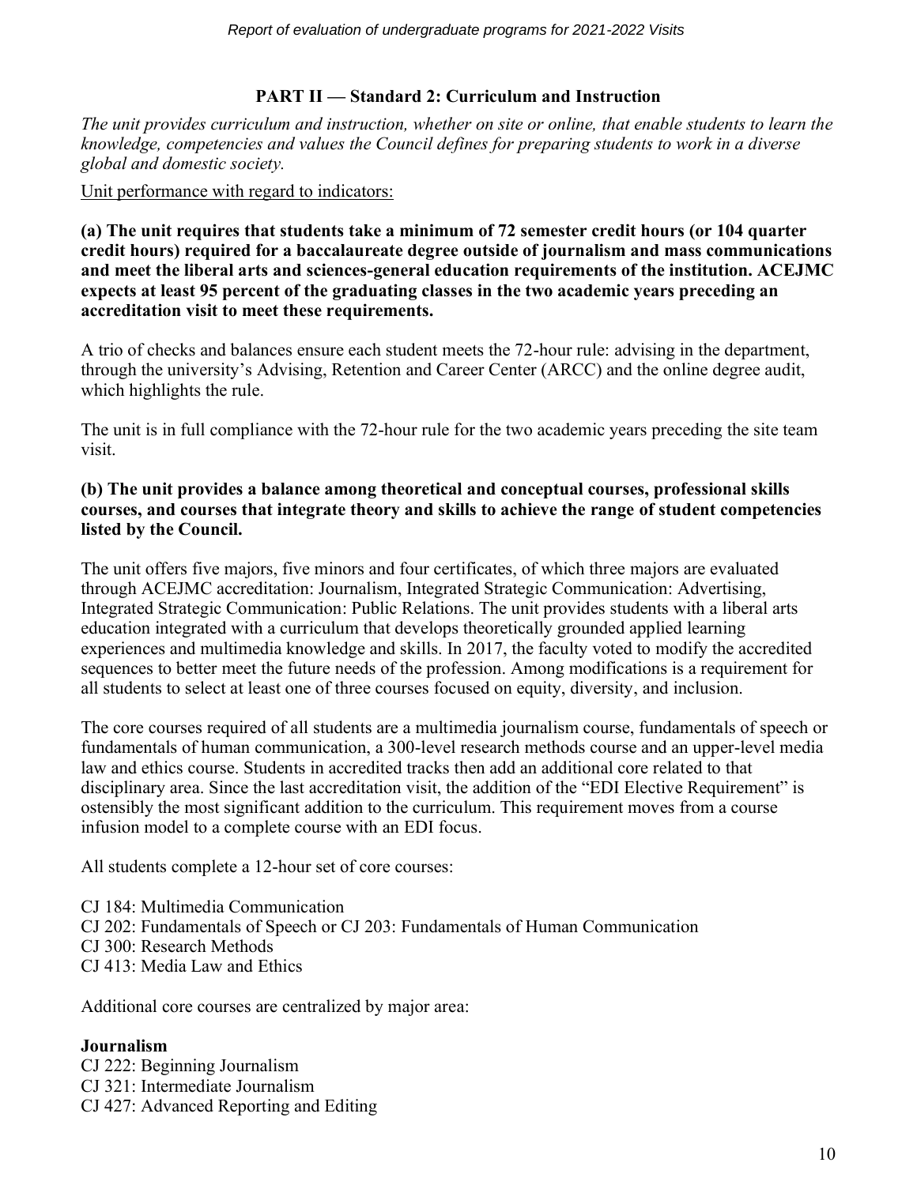## PART II — Standard 2: Curriculum and Instruction

*The unit provides curriculum and instruction, whether on site or online, that enable students to learn the knowledge, competencies and values the Council defines for preparing students to work in a diverse global and domestic society.*

Unit performance with regard to indicators:

**(a) The unit requires that students take a minimum of 72 semester credit hours (or 104 quarter credit hours) required for a baccalaureate degree outside of journalism and mass communications and meet the liberal arts and sciences-general education requirements of the institution. ACEJMC expects at least 95 percent of the graduating classes in the two academic years preceding an accreditation visit to meet these requirements.**

A trio of checks and balances ensure each student meets the 72-hour rule: advising in the department, through the university's Advising, Retention and Career Center (ARCC) and the online degree audit, which highlights the rule.

The unit is in full compliance with the 72-hour rule for the two academic years preceding the site team visit.

**(b) The unit provides a balance among theoretical and conceptual courses, professional skills courses, and courses that integrate theory and skills to achieve the range of student competencies listed by the Council.**

The unit offers five majors, five minors and four certificates, of which three majors are evaluated through ACEJMC accreditation: Journalism, Integrated Strategic Communication: Advertising, Integrated Strategic Communication: Public Relations. The unit provides students with a liberal arts education integrated with a curriculum that develops theoretically grounded applied learning experiences and multimedia knowledge and skills. In 2017, the faculty voted to modify the accredited sequences to better meet the future needs of the profession. Among modifications is a requirement for all students to select at least one of three courses focused on equity, diversity, and inclusion.

The core courses required of all students are a multimedia journalism course, fundamentals of speech or fundamentals of human communication, a 300-level research methods course and an upper-level media law and ethics course. Students in accredited tracks then add an additional core related to that disciplinary area. Since the last accreditation visit, the addition of the "EDI Elective Requirement" is ostensibly the most significant addition to the curriculum. This requirement moves from a course infusion model to a complete course with an EDI focus.

All students complete a 12-hour set of core courses:

CJ 184: Multimedia Communication
CJ 202: Fundamentals of Speech or CJ 203: Fundamentals of Human Communication
CJ 300: Research Methods
CJ 413: Media Law and Ethics

Additional core courses are centralized by major area:

**Journalism**
CJ 222: Beginning Journalism
CJ 321: Intermediate Journalism
CJ 427: Advanced Reporting and Editing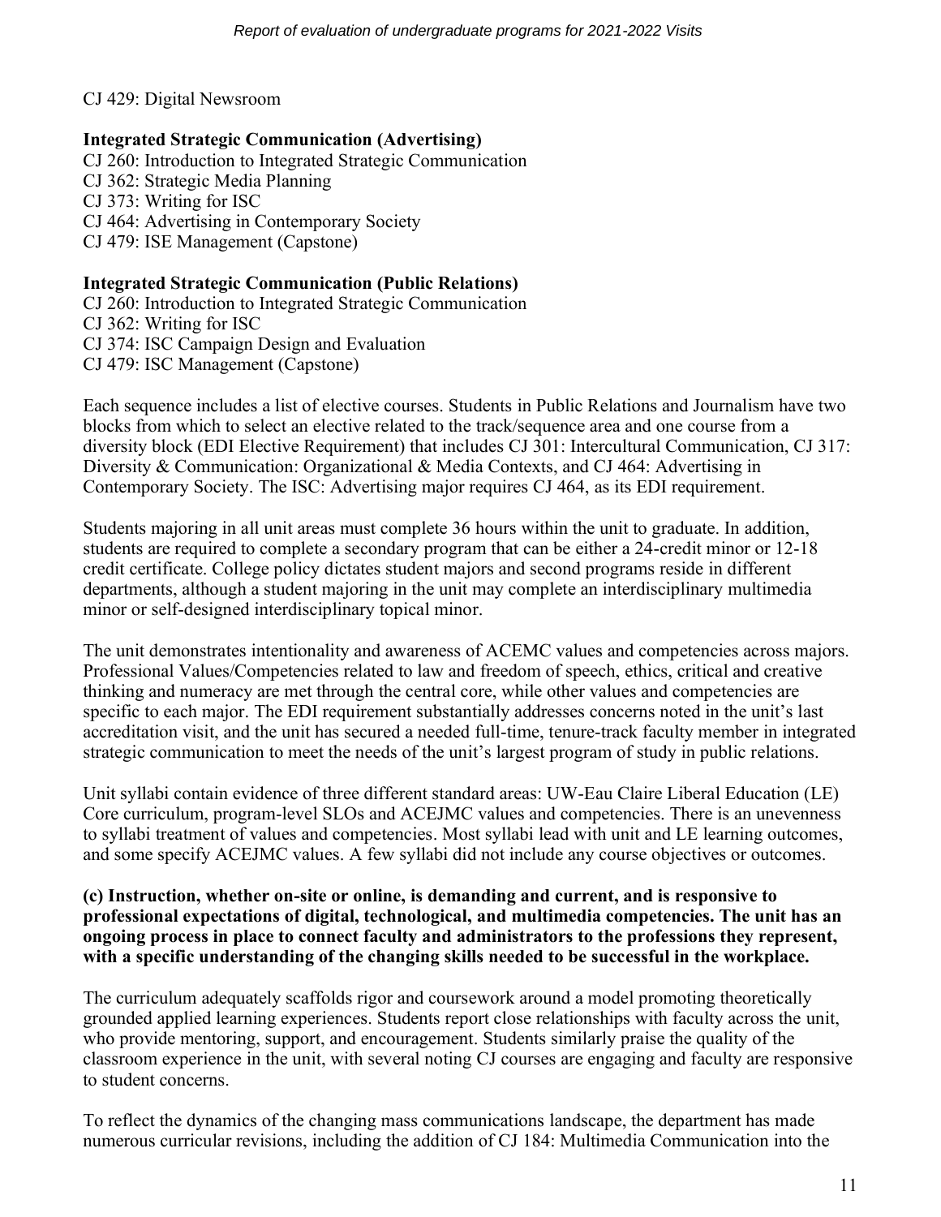CJ 429: Digital Newsroom

**Integrated Strategic Communication (Advertising)**
CJ 260: Introduction to Integrated Strategic Communication
CJ 362: Strategic Media Planning
CJ 373: Writing for ISC
CJ 464: Advertising in Contemporary Society
CJ 479: ISE Management (Capstone)

**Integrated Strategic Communication (Public Relations)**
CJ 260: Introduction to Integrated Strategic Communication
CJ 362: Writing for ISC
CJ 374: ISC Campaign Design and Evaluation
CJ 479: ISC Management (Capstone)

Each sequence includes a list of elective courses. Students in Public Relations and Journalism have two blocks from which to select an elective related to the track/sequence area and one course from a diversity block (EDI Elective Requirement) that includes CJ 301: Intercultural Communication, CJ 317: Diversity & Communication: Organizational & Media Contexts, and CJ 464: Advertising in Contemporary Society. The ISC: Advertising major requires CJ 464, as its EDI requirement.

Students majoring in all unit areas must complete 36 hours within the unit to graduate. In addition, students are required to complete a secondary program that can be either a 24-credit minor or 12-18 credit certificate. College policy dictates student majors and second programs reside in different departments, although a student majoring in the unit may complete an interdisciplinary multimedia minor or self-designed interdisciplinary topical minor.

The unit demonstrates intentionality and awareness of ACEMC values and competencies across majors. Professional Values/Competencies related to law and freedom of speech, ethics, critical and creative thinking and numeracy are met through the central core, while other values and competencies are specific to each major. The EDI requirement substantially addresses concerns noted in the unit's last accreditation visit, and the unit has secured a needed full-time, tenure-track faculty member in integrated strategic communication to meet the needs of the unit's largest program of study in public relations.

Unit syllabi contain evidence of three different standard areas: UW-Eau Claire Liberal Education (LE) Core curriculum, program-level SLOs and ACEJMC values and competencies. There is an unevenness to syllabi treatment of values and competencies. Most syllabi lead with unit and LE learning outcomes, and some specify ACEJMC values. A few syllabi did not include any course objectives or outcomes.

**(c) Instruction, whether on-site or online, is demanding and current, and is responsive to professional expectations of digital, technological, and multimedia competencies. The unit has an ongoing process in place to connect faculty and administrators to the professions they represent, with a specific understanding of the changing skills needed to be successful in the workplace.**

The curriculum adequately scaffolds rigor and coursework around a model promoting theoretically grounded applied learning experiences. Students report close relationships with faculty across the unit, who provide mentoring, support, and encouragement. Students similarly praise the quality of the classroom experience in the unit, with several noting CJ courses are engaging and faculty are responsive to student concerns.

To reflect the dynamics of the changing mass communications landscape, the department has made numerous curricular revisions, including the addition of CJ 184: Multimedia Communication into the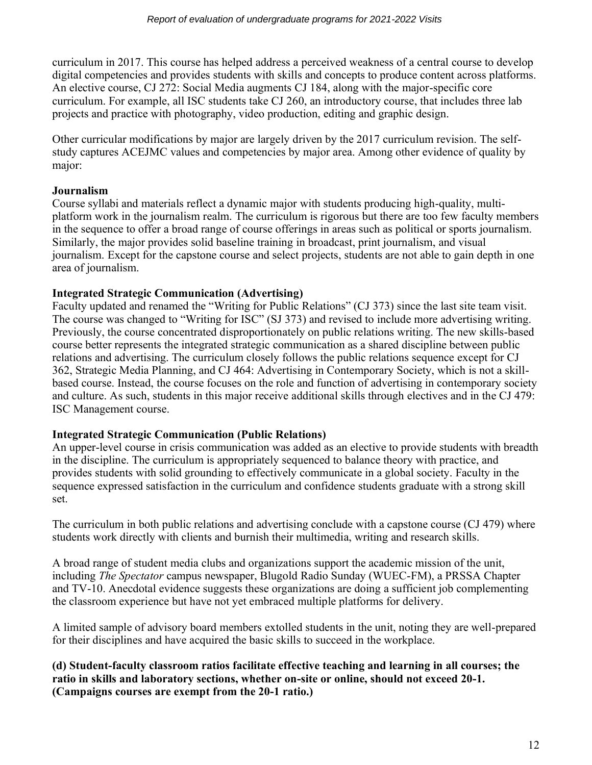curriculum in 2017. This course has helped address a perceived weakness of a central course to develop digital competencies and provides students with skills and concepts to produce content across platforms. An elective course, CJ 272: Social Media augments CJ 184, along with the major-specific core curriculum. For example, all ISC students take CJ 260, an introductory course, that includes three lab projects and practice with photography, video production, editing and graphic design.

Other curricular modifications by major are largely driven by the 2017 curriculum revision. The self-study captures ACEJMC values and competencies by major area. Among other evidence of quality by major:

**Journalism**

Course syllabi and materials reflect a dynamic major with students producing high-quality, multi-platform work in the journalism realm. The curriculum is rigorous but there are too few faculty members in the sequence to offer a broad range of course offerings in areas such as political or sports journalism. Similarly, the major provides solid baseline training in broadcast, print journalism, and visual journalism. Except for the capstone course and select projects, students are not able to gain depth in one area of journalism.

**Integrated Strategic Communication (Advertising)**

Faculty updated and renamed the "Writing for Public Relations" (CJ 373) since the last site team visit. The course was changed to "Writing for ISC" (SJ 373) and revised to include more advertising writing. Previously, the course concentrated disproportionately on public relations writing. The new skills-based course better represents the integrated strategic communication as a shared discipline between public relations and advertising. The curriculum closely follows the public relations sequence except for CJ 362, Strategic Media Planning, and CJ 464: Advertising in Contemporary Society, which is not a skill-based course. Instead, the course focuses on the role and function of advertising in contemporary society and culture. As such, students in this major receive additional skills through electives and in the CJ 479: ISC Management course.

**Integrated Strategic Communication (Public Relations)**

An upper-level course in crisis communication was added as an elective to provide students with breadth in the discipline. The curriculum is appropriately sequenced to balance theory with practice, and provides students with solid grounding to effectively communicate in a global society. Faculty in the sequence expressed satisfaction in the curriculum and confidence students graduate with a strong skill set.

The curriculum in both public relations and advertising conclude with a capstone course (CJ 479) where students work directly with clients and burnish their multimedia, writing and research skills.

A broad range of student media clubs and organizations support the academic mission of the unit, including *The Spectator* campus newspaper, Blugold Radio Sunday (WUEC-FM), a PRSSA Chapter and TV-10. Anecdotal evidence suggests these organizations are doing a sufficient job complementing the classroom experience but have not yet embraced multiple platforms for delivery.

A limited sample of advisory board members extolled students in the unit, noting they are well-prepared for their disciplines and have acquired the basic skills to succeed in the workplace.

**(d) Student-faculty classroom ratios facilitate effective teaching and learning in all courses; the ratio in skills and laboratory sections, whether on-site or online, should not exceed 20-1. (Campaigns courses are exempt from the 20-1 ratio.)**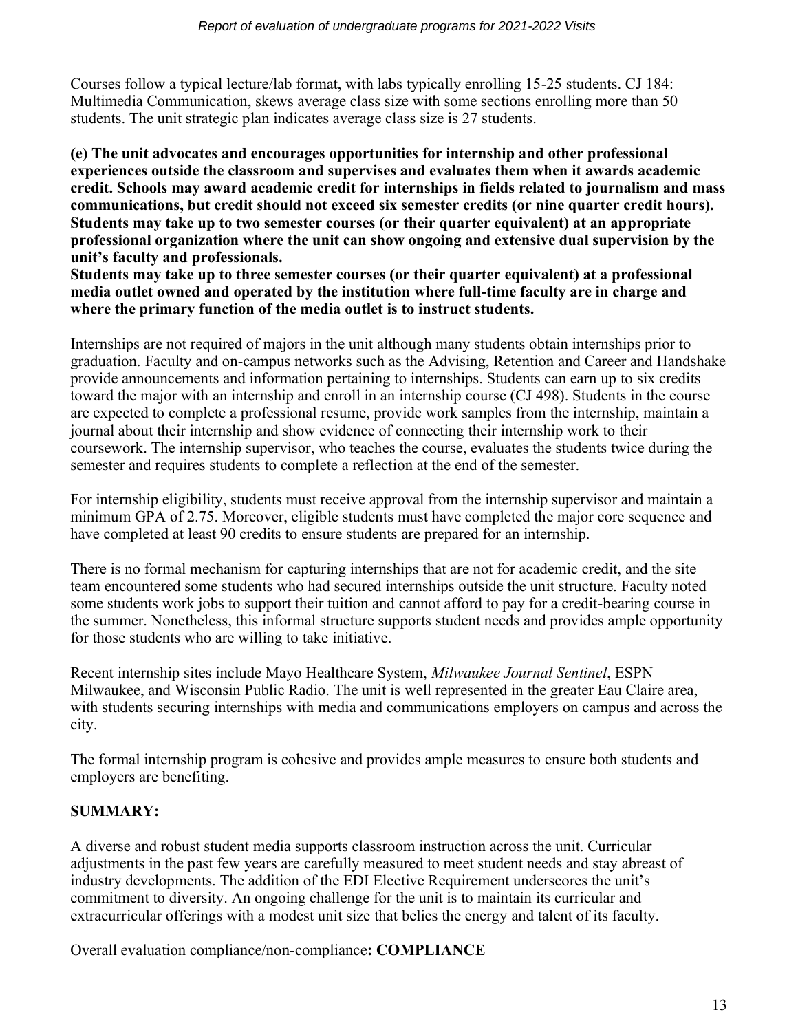Courses follow a typical lecture/lab format, with labs typically enrolling 15-25 students. CJ 184: Multimedia Communication, skews average class size with some sections enrolling more than 50 students. The unit strategic plan indicates average class size is 27 students.

**(e) The unit advocates and encourages opportunities for internship and other professional experiences outside the classroom and supervises and evaluates them when it awards academic credit. Schools may award academic credit for internships in fields related to journalism and mass communications, but credit should not exceed six semester credits (or nine quarter credit hours). Students may take up to two semester courses (or their quarter equivalent) at an appropriate professional organization where the unit can show ongoing and extensive dual supervision by the unit's faculty and professionals.**
**Students may take up to three semester courses (or their quarter equivalent) at a professional media outlet owned and operated by the institution where full-time faculty are in charge and where the primary function of the media outlet is to instruct students.**

Internships are not required of majors in the unit although many students obtain internships prior to graduation. Faculty and on-campus networks such as the Advising, Retention and Career and Handshake provide announcements and information pertaining to internships. Students can earn up to six credits toward the major with an internship and enroll in an internship course (CJ 498). Students in the course are expected to complete a professional resume, provide work samples from the internship, maintain a journal about their internship and show evidence of connecting their internship work to their coursework. The internship supervisor, who teaches the course, evaluates the students twice during the semester and requires students to complete a reflection at the end of the semester.

For internship eligibility, students must receive approval from the internship supervisor and maintain a minimum GPA of 2.75. Moreover, eligible students must have completed the major core sequence and have completed at least 90 credits to ensure students are prepared for an internship.

There is no formal mechanism for capturing internships that are not for academic credit, and the site team encountered some students who had secured internships outside the unit structure. Faculty noted some students work jobs to support their tuition and cannot afford to pay for a credit-bearing course in the summer. Nonetheless, this informal structure supports student needs and provides ample opportunity for those students who are willing to take initiative.

Recent internship sites include Mayo Healthcare System, *Milwaukee Journal Sentinel*, ESPN Milwaukee, and Wisconsin Public Radio. The unit is well represented in the greater Eau Claire area, with students securing internships with media and communications employers on campus and across the city.

The formal internship program is cohesive and provides ample measures to ensure both students and employers are benefiting.

## SUMMARY:

A diverse and robust student media supports classroom instruction across the unit. Curricular adjustments in the past few years are carefully measured to meet student needs and stay abreast of industry developments. The addition of the EDI Elective Requirement underscores the unit's commitment to diversity. An ongoing challenge for the unit is to maintain its curricular and extracurricular offerings with a modest unit size that belies the energy and talent of its faculty.

Overall evaluation compliance/non-compliance**: COMPLIANCE**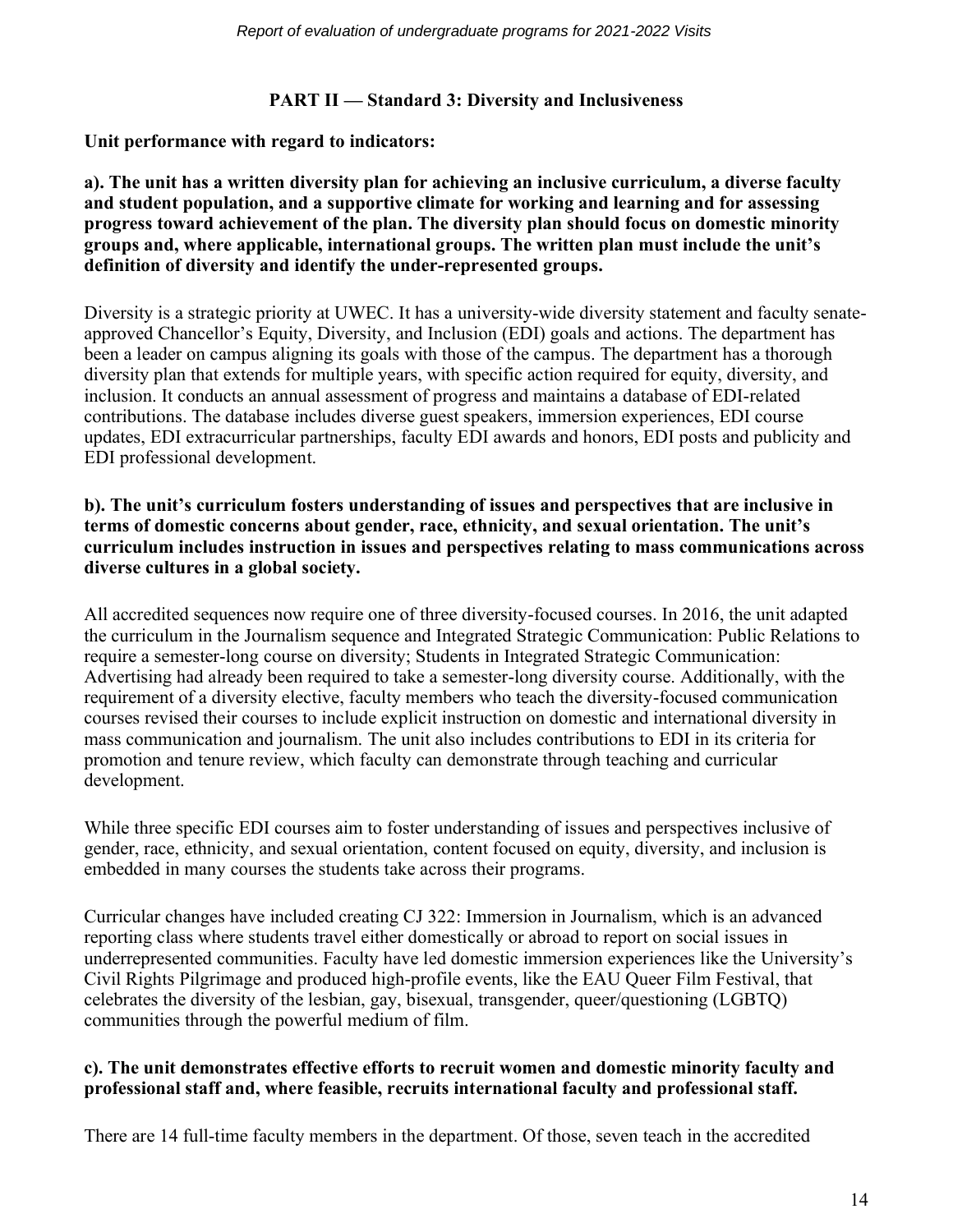## PART II — Standard 3: Diversity and Inclusiveness

**Unit performance with regard to indicators:**

**a). The unit has a written diversity plan for achieving an inclusive curriculum, a diverse faculty and student population, and a supportive climate for working and learning and for assessing progress toward achievement of the plan. The diversity plan should focus on domestic minority groups and, where applicable, international groups. The written plan must include the unit's definition of diversity and identify the under-represented groups.**

Diversity is a strategic priority at UWEC. It has a university-wide diversity statement and faculty senate-approved Chancellor's Equity, Diversity, and Inclusion (EDI) goals and actions. The department has been a leader on campus aligning its goals with those of the campus. The department has a thorough diversity plan that extends for multiple years, with specific action required for equity, diversity, and inclusion. It conducts an annual assessment of progress and maintains a database of EDI-related contributions. The database includes diverse guest speakers, immersion experiences, EDI course updates, EDI extracurricular partnerships, faculty EDI awards and honors, EDI posts and publicity and EDI professional development.

**b). The unit's curriculum fosters understanding of issues and perspectives that are inclusive in terms of domestic concerns about gender, race, ethnicity, and sexual orientation. The unit's curriculum includes instruction in issues and perspectives relating to mass communications across diverse cultures in a global society.**

All accredited sequences now require one of three diversity-focused courses. In 2016, the unit adapted the curriculum in the Journalism sequence and Integrated Strategic Communication: Public Relations to require a semester-long course on diversity; Students in Integrated Strategic Communication: Advertising had already been required to take a semester-long diversity course. Additionally, with the requirement of a diversity elective, faculty members who teach the diversity-focused communication courses revised their courses to include explicit instruction on domestic and international diversity in mass communication and journalism. The unit also includes contributions to EDI in its criteria for promotion and tenure review, which faculty can demonstrate through teaching and curricular development.

While three specific EDI courses aim to foster understanding of issues and perspectives inclusive of gender, race, ethnicity, and sexual orientation, content focused on equity, diversity, and inclusion is embedded in many courses the students take across their programs.

Curricular changes have included creating CJ 322: Immersion in Journalism, which is an advanced reporting class where students travel either domestically or abroad to report on social issues in underrepresented communities. Faculty have led domestic immersion experiences like the University's Civil Rights Pilgrimage and produced high-profile events, like the EAU Queer Film Festival, that celebrates the diversity of the lesbian, gay, bisexual, transgender, queer/questioning (LGBTQ) communities through the powerful medium of film.

**c). The unit demonstrates effective efforts to recruit women and domestic minority faculty and professional staff and, where feasible, recruits international faculty and professional staff.**

There are 14 full-time faculty members in the department. Of those, seven teach in the accredited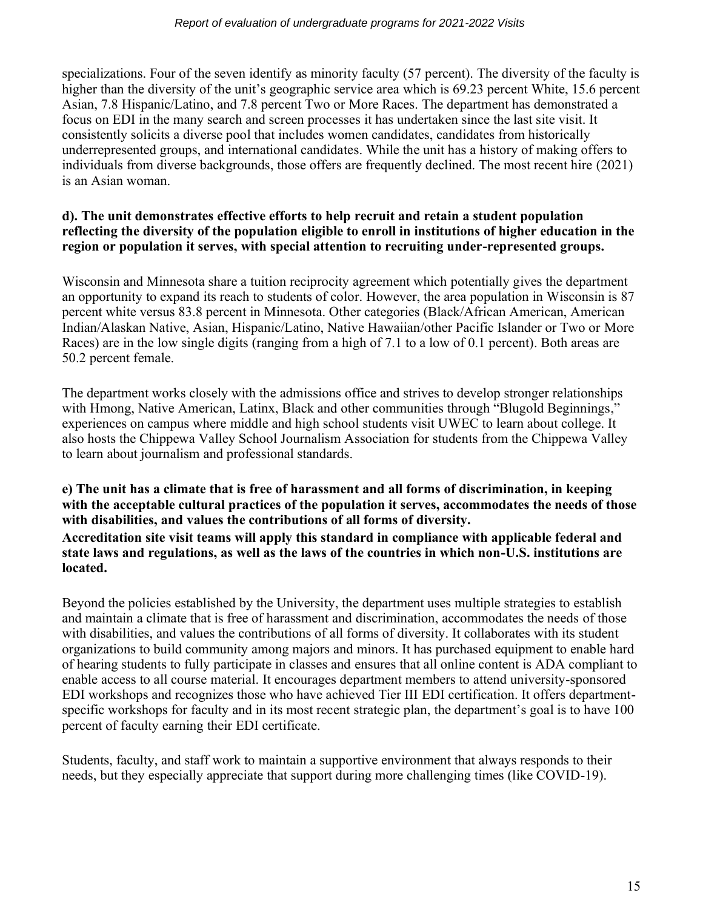specializations. Four of the seven identify as minority faculty (57 percent). The diversity of the faculty is higher than the diversity of the unit's geographic service area which is 69.23 percent White, 15.6 percent Asian, 7.8 Hispanic/Latino, and 7.8 percent Two or More Races. The department has demonstrated a focus on EDI in the many search and screen processes it has undertaken since the last site visit. It consistently solicits a diverse pool that includes women candidates, candidates from historically underrepresented groups, and international candidates. While the unit has a history of making offers to individuals from diverse backgrounds, those offers are frequently declined. The most recent hire (2021) is an Asian woman.

**d). The unit demonstrates effective efforts to help recruit and retain a student population reflecting the diversity of the population eligible to enroll in institutions of higher education in the region or population it serves, with special attention to recruiting under-represented groups.**

Wisconsin and Minnesota share a tuition reciprocity agreement which potentially gives the department an opportunity to expand its reach to students of color. However, the area population in Wisconsin is 87 percent white versus 83.8 percent in Minnesota. Other categories (Black/African American, American Indian/Alaskan Native, Asian, Hispanic/Latino, Native Hawaiian/other Pacific Islander or Two or More Races) are in the low single digits (ranging from a high of 7.1 to a low of 0.1 percent). Both areas are 50.2 percent female.

The department works closely with the admissions office and strives to develop stronger relationships with Hmong, Native American, Latinx, Black and other communities through "Blugold Beginnings," experiences on campus where middle and high school students visit UWEC to learn about college. It also hosts the Chippewa Valley School Journalism Association for students from the Chippewa Valley to learn about journalism and professional standards.

**e) The unit has a climate that is free of harassment and all forms of discrimination, in keeping with the acceptable cultural practices of the population it serves, accommodates the needs of those with disabilities, and values the contributions of all forms of diversity.**
**Accreditation site visit teams will apply this standard in compliance with applicable federal and state laws and regulations, as well as the laws of the countries in which non-U.S. institutions are located.**

Beyond the policies established by the University, the department uses multiple strategies to establish and maintain a climate that is free of harassment and discrimination, accommodates the needs of those with disabilities, and values the contributions of all forms of diversity. It collaborates with its student organizations to build community among majors and minors. It has purchased equipment to enable hard of hearing students to fully participate in classes and ensures that all online content is ADA compliant to enable access to all course material. It encourages department members to attend university-sponsored EDI workshops and recognizes those who have achieved Tier III EDI certification. It offers department-specific workshops for faculty and in its most recent strategic plan, the department's goal is to have 100 percent of faculty earning their EDI certificate.

Students, faculty, and staff work to maintain a supportive environment that always responds to their needs, but they especially appreciate that support during more challenging times (like COVID-19).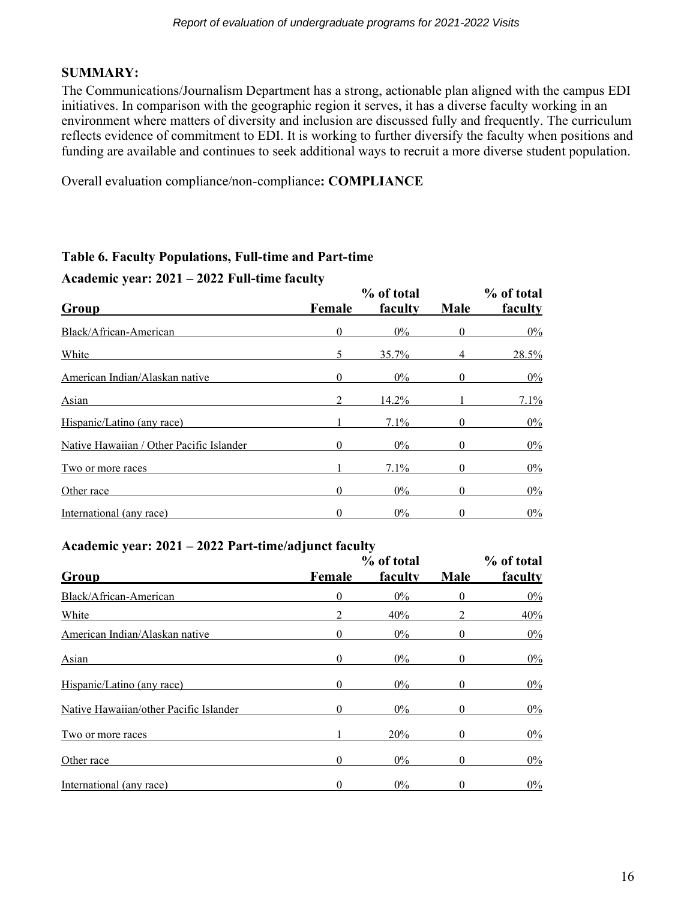**SUMMARY:**

The Communications/Journalism Department has a strong, actionable plan aligned with the campus EDI initiatives. In comparison with the geographic region it serves, it has a diverse faculty working in an environment where matters of diversity and inclusion are discussed fully and frequently. The curriculum reflects evidence of commitment to EDI. It is working to further diversify the faculty when positions and funding are available and continues to seek additional ways to recruit a more diverse student population.

Overall evaluation compliance/non-compliance**: COMPLIANCE**

**Table 6. Faculty Populations, Full-time and Part-time**

**Academic year: 2021 – 2022 Full-time faculty**

| Group | Female | % of total faculty | Male | % of total faculty |
|---|---|---|---|---|
| Black/African-American | 0 | 0% | 0 | 0% |
| White | 5 | 35.7% | 4 | 28.5% |
| American Indian/Alaskan native | 0 | 0% | 0 | 0% |
| Asian | 2 | 14.2% | 1 | 7.1% |
| Hispanic/Latino (any race) | 1 | 7.1% | 0 | 0% |
| Native Hawaiian / Other Pacific Islander | 0 | 0% | 0 | 0% |
| Two or more races | 1 | 7.1% | 0 | 0% |
| Other race | 0 | 0% | 0 | 0% |
| International (any race) | 0 | 0% | 0 | 0% |

**Academic year: 2021 – 2022 Part-time/adjunct faculty**

| Group | Female | % of total faculty | Male | % of total faculty |
|---|---|---|---|---|
| Black/African-American | 0 | 0% | 0 | 0% |
| White | 2 | 40% | 2 | 40% |
| American Indian/Alaskan native | 0 | 0% | 0 | 0% |
| Asian | 0 | 0% | 0 | 0% |
| Hispanic/Latino (any race) | 0 | 0% | 0 | 0% |
| Native Hawaiian/other Pacific Islander | 0 | 0% | 0 | 0% |
| Two or more races | 1 | 20% | 0 | 0% |
| Other race | 0 | 0% | 0 | 0% |
| International (any race) | 0 | 0% | 0 | 0% |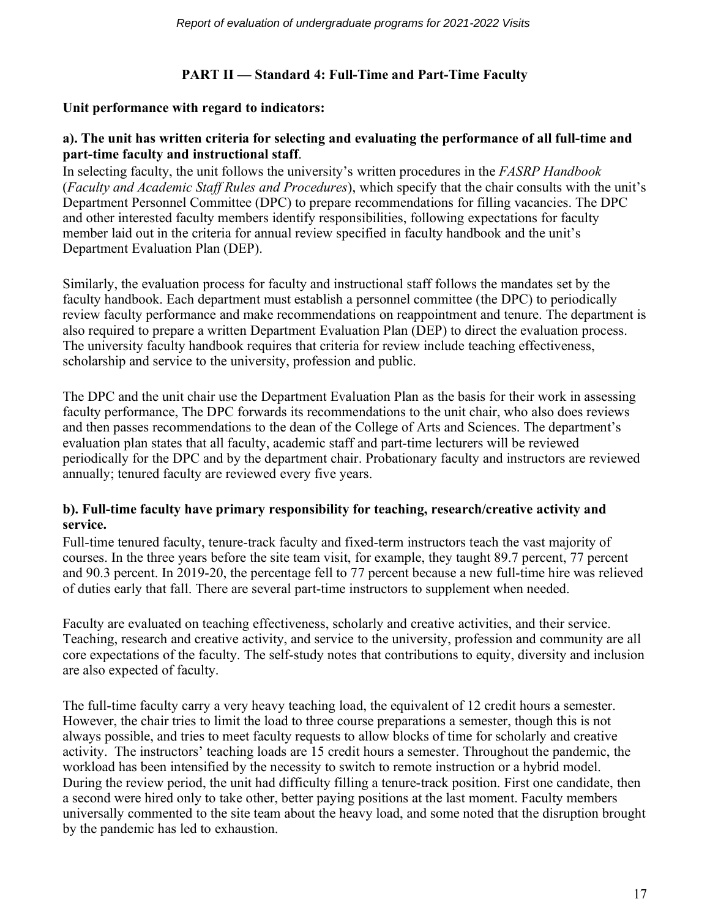## PART II — Standard 4: Full-Time and Part-Time Faculty

**Unit performance with regard to indicators:**

**a). The unit has written criteria for selecting and evaluating the performance of all full-time and part-time faculty and instructional staff**.

In selecting faculty, the unit follows the university's written procedures in the *FASRP Handbook* (*Faculty and Academic Staff Rules and Procedures*), which specify that the chair consults with the unit's Department Personnel Committee (DPC) to prepare recommendations for filling vacancies. The DPC and other interested faculty members identify responsibilities, following expectations for faculty member laid out in the criteria for annual review specified in faculty handbook and the unit's Department Evaluation Plan (DEP).

Similarly, the evaluation process for faculty and instructional staff follows the mandates set by the faculty handbook. Each department must establish a personnel committee (the DPC) to periodically review faculty performance and make recommendations on reappointment and tenure. The department is also required to prepare a written Department Evaluation Plan (DEP) to direct the evaluation process. The university faculty handbook requires that criteria for review include teaching effectiveness, scholarship and service to the university, profession and public.

The DPC and the unit chair use the Department Evaluation Plan as the basis for their work in assessing faculty performance, The DPC forwards its recommendations to the unit chair, who also does reviews and then passes recommendations to the dean of the College of Arts and Sciences. The department's evaluation plan states that all faculty, academic staff and part-time lecturers will be reviewed periodically for the DPC and by the department chair. Probationary faculty and instructors are reviewed annually; tenured faculty are reviewed every five years.

**b). Full-time faculty have primary responsibility for teaching, research/creative activity and service.**

Full-time tenured faculty, tenure-track faculty and fixed-term instructors teach the vast majority of courses. In the three years before the site team visit, for example, they taught 89.7 percent, 77 percent and 90.3 percent. In 2019-20, the percentage fell to 77 percent because a new full-time hire was relieved of duties early that fall. There are several part-time instructors to supplement when needed.

Faculty are evaluated on teaching effectiveness, scholarly and creative activities, and their service. Teaching, research and creative activity, and service to the university, profession and community are all core expectations of the faculty. The self-study notes that contributions to equity, diversity and inclusion are also expected of faculty.

The full-time faculty carry a very heavy teaching load, the equivalent of 12 credit hours a semester. However, the chair tries to limit the load to three course preparations a semester, though this is not always possible, and tries to meet faculty requests to allow blocks of time for scholarly and creative activity. The instructors' teaching loads are 15 credit hours a semester. Throughout the pandemic, the workload has been intensified by the necessity to switch to remote instruction or a hybrid model. During the review period, the unit had difficulty filling a tenure-track position. First one candidate, then a second were hired only to take other, better paying positions at the last moment. Faculty members universally commented to the site team about the heavy load, and some noted that the disruption brought by the pandemic has led to exhaustion.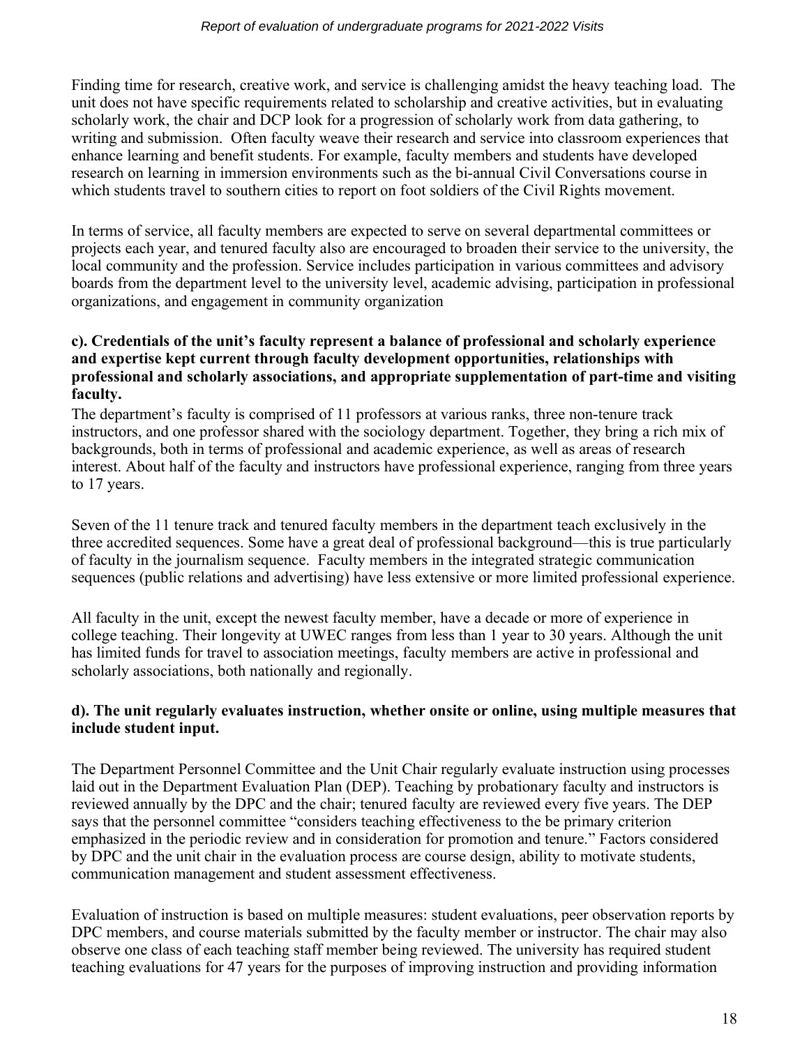Finding time for research, creative work, and service is challenging amidst the heavy teaching load. The unit does not have specific requirements related to scholarship and creative activities, but in evaluating scholarly work, the chair and DCP look for a progression of scholarly work from data gathering, to writing and submission. Often faculty weave their research and service into classroom experiences that enhance learning and benefit students. For example, faculty members and students have developed research on learning in immersion environments such as the bi-annual Civil Conversations course in which students travel to southern cities to report on foot soldiers of the Civil Rights movement.

In terms of service, all faculty members are expected to serve on several departmental committees or projects each year, and tenured faculty also are encouraged to broaden their service to the university, the local community and the profession. Service includes participation in various committees and advisory boards from the department level to the university level, academic advising, participation in professional organizations, and engagement in community organization

**c). Credentials of the unit's faculty represent a balance of professional and scholarly experience and expertise kept current through faculty development opportunities, relationships with professional and scholarly associations, and appropriate supplementation of part-time and visiting faculty.**

The department's faculty is comprised of 11 professors at various ranks, three non-tenure track instructors, and one professor shared with the sociology department. Together, they bring a rich mix of backgrounds, both in terms of professional and academic experience, as well as areas of research interest. About half of the faculty and instructors have professional experience, ranging from three years to 17 years.

Seven of the 11 tenure track and tenured faculty members in the department teach exclusively in the three accredited sequences. Some have a great deal of professional background—this is true particularly of faculty in the journalism sequence. Faculty members in the integrated strategic communication sequences (public relations and advertising) have less extensive or more limited professional experience.

All faculty in the unit, except the newest faculty member, have a decade or more of experience in college teaching. Their longevity at UWEC ranges from less than 1 year to 30 years. Although the unit has limited funds for travel to association meetings, faculty members are active in professional and scholarly associations, both nationally and regionally.

**d). The unit regularly evaluates instruction, whether onsite or online, using multiple measures that include student input.**

The Department Personnel Committee and the Unit Chair regularly evaluate instruction using processes laid out in the Department Evaluation Plan (DEP). Teaching by probationary faculty and instructors is reviewed annually by the DPC and the chair; tenured faculty are reviewed every five years. The DEP says that the personnel committee "considers teaching effectiveness to the be primary criterion emphasized in the periodic review and in consideration for promotion and tenure." Factors considered by DPC and the unit chair in the evaluation process are course design, ability to motivate students, communication management and student assessment effectiveness.

Evaluation of instruction is based on multiple measures: student evaluations, peer observation reports by DPC members, and course materials submitted by the faculty member or instructor. The chair may also observe one class of each teaching staff member being reviewed. The university has required student teaching evaluations for 47 years for the purposes of improving instruction and providing information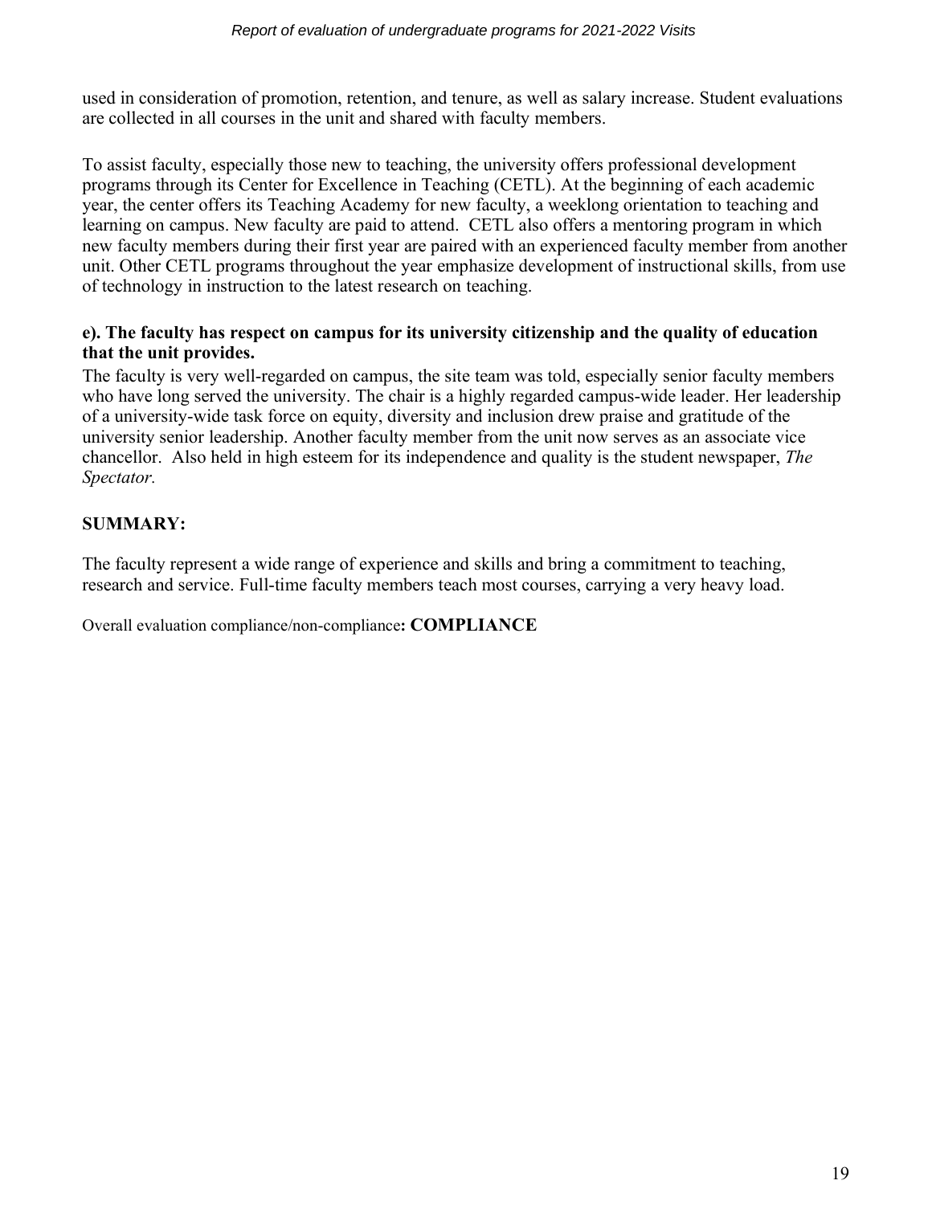used in consideration of promotion, retention, and tenure, as well as salary increase. Student evaluations are collected in all courses in the unit and shared with faculty members.

To assist faculty, especially those new to teaching, the university offers professional development programs through its Center for Excellence in Teaching (CETL). At the beginning of each academic year, the center offers its Teaching Academy for new faculty, a weeklong orientation to teaching and learning on campus. New faculty are paid to attend. CETL also offers a mentoring program in which new faculty members during their first year are paired with an experienced faculty member from another unit. Other CETL programs throughout the year emphasize development of instructional skills, from use of technology in instruction to the latest research on teaching.

**e). The faculty has respect on campus for its university citizenship and the quality of education that the unit provides.**

The faculty is very well-regarded on campus, the site team was told, especially senior faculty members who have long served the university. The chair is a highly regarded campus-wide leader. Her leadership of a university-wide task force on equity, diversity and inclusion drew praise and gratitude of the university senior leadership. Another faculty member from the unit now serves as an associate vice chancellor. Also held in high esteem for its independence and quality is the student newspaper, *The Spectator.*

## SUMMARY:

The faculty represent a wide range of experience and skills and bring a commitment to teaching, research and service. Full-time faculty members teach most courses, carrying a very heavy load.

Overall evaluation compliance/non-compliance**: COMPLIANCE**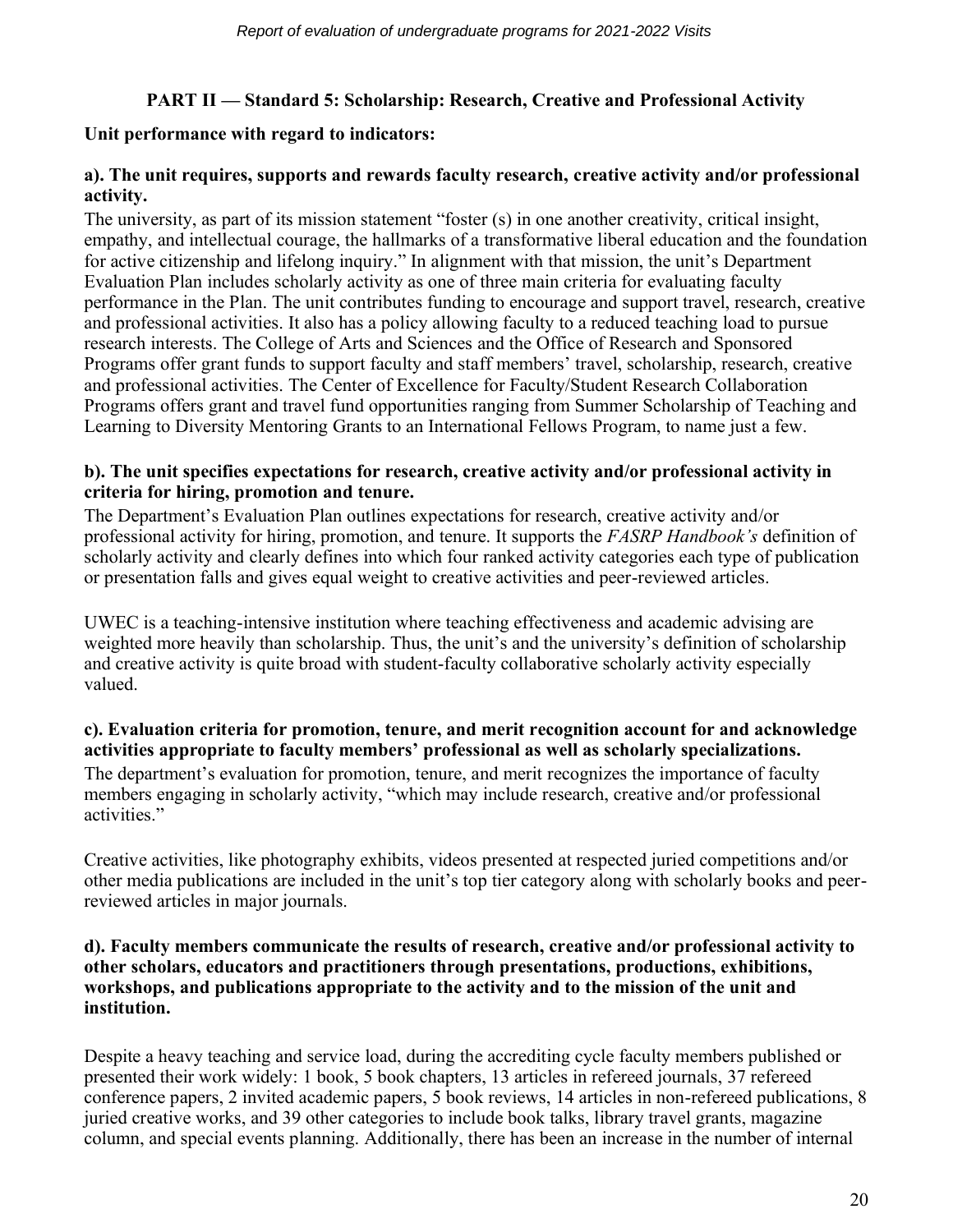## PART II — Standard 5: Scholarship: Research, Creative and Professional Activity

**Unit performance with regard to indicators:**

**a). The unit requires, supports and rewards faculty research, creative activity and/or professional activity.**

The university, as part of its mission statement "foster (s) in one another creativity, critical insight, empathy, and intellectual courage, the hallmarks of a transformative liberal education and the foundation for active citizenship and lifelong inquiry." In alignment with that mission, the unit's Department Evaluation Plan includes scholarly activity as one of three main criteria for evaluating faculty performance in the Plan. The unit contributes funding to encourage and support travel, research, creative and professional activities. It also has a policy allowing faculty to a reduced teaching load to pursue research interests. The College of Arts and Sciences and the Office of Research and Sponsored Programs offer grant funds to support faculty and staff members' travel, scholarship, research, creative and professional activities. The Center of Excellence for Faculty/Student Research Collaboration Programs offers grant and travel fund opportunities ranging from Summer Scholarship of Teaching and Learning to Diversity Mentoring Grants to an International Fellows Program, to name just a few.

**b). The unit specifies expectations for research, creative activity and/or professional activity in criteria for hiring, promotion and tenure.**

The Department's Evaluation Plan outlines expectations for research, creative activity and/or professional activity for hiring, promotion, and tenure. It supports the *FASRP Handbook's* definition of scholarly activity and clearly defines into which four ranked activity categories each type of publication or presentation falls and gives equal weight to creative activities and peer-reviewed articles.

UWEC is a teaching-intensive institution where teaching effectiveness and academic advising are weighted more heavily than scholarship. Thus, the unit's and the university's definition of scholarship and creative activity is quite broad with student-faculty collaborative scholarly activity especially valued.

**c). Evaluation criteria for promotion, tenure, and merit recognition account for and acknowledge activities appropriate to faculty members' professional as well as scholarly specializations.**

The department's evaluation for promotion, tenure, and merit recognizes the importance of faculty members engaging in scholarly activity, "which may include research, creative and/or professional activities."

Creative activities, like photography exhibits, videos presented at respected juried competitions and/or other media publications are included in the unit's top tier category along with scholarly books and peer-reviewed articles in major journals.

**d). Faculty members communicate the results of research, creative and/or professional activity to other scholars, educators and practitioners through presentations, productions, exhibitions, workshops, and publications appropriate to the activity and to the mission of the unit and institution.**

Despite a heavy teaching and service load, during the accrediting cycle faculty members published or presented their work widely: 1 book, 5 book chapters, 13 articles in refereed journals, 37 refereed conference papers, 2 invited academic papers, 5 book reviews, 14 articles in non-refereed publications, 8 juried creative works, and 39 other categories to include book talks, library travel grants, magazine column, and special events planning. Additionally, there has been an increase in the number of internal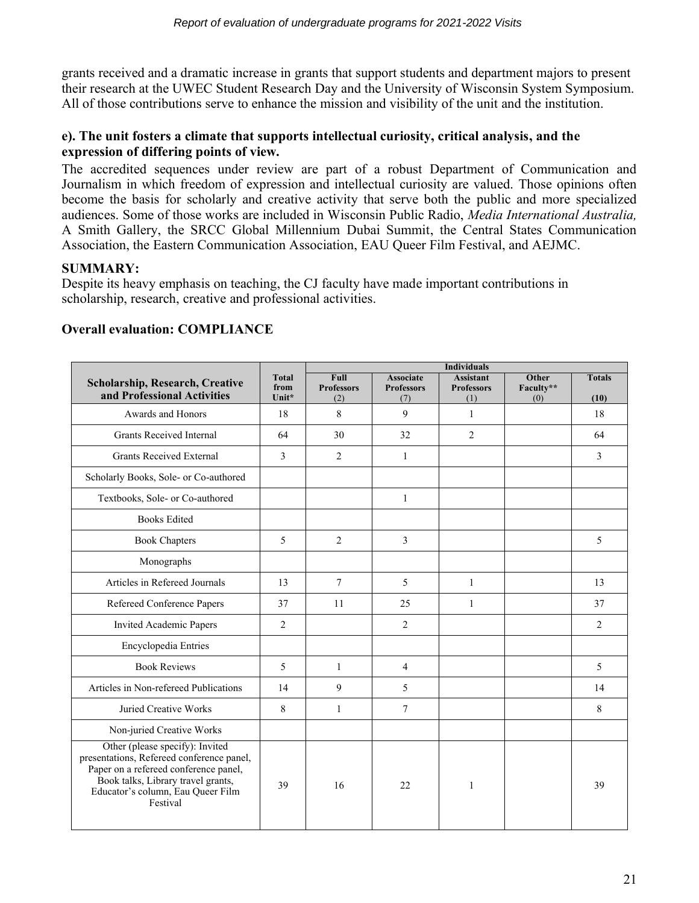grants received and a dramatic increase in grants that support students and department majors to present their research at the UWEC Student Research Day and the University of Wisconsin System Symposium. All of those contributions serve to enhance the mission and visibility of the unit and the institution.

**e). The unit fosters a climate that supports intellectual curiosity, critical analysis, and the expression of differing points of view.**

The accredited sequences under review are part of a robust Department of Communication and Journalism in which freedom of expression and intellectual curiosity are valued. Those opinions often become the basis for scholarly and creative activity that serve both the public and more specialized audiences. Some of those works are included in Wisconsin Public Radio, *Media International Australia,* A Smith Gallery, the SRCC Global Millennium Dubai Summit, the Central States Communication Association, the Eastern Communication Association, EAU Queer Film Festival, and AEJMC.

**SUMMARY:**

Despite its heavy emphasis on teaching, the CJ faculty have made important contributions in scholarship, research, creative and professional activities.

**Overall evaluation: COMPLIANCE**

| Scholarship, Research, Creative and Professional Activities | Total from Unit* | Individuals | | | | |
|---|---|---|---|---|---|---|
| | | Full Professors (2) | Associate Professors (7) | Assistant Professors (1) | Other Faculty** (0) | Totals (10) |
| Awards and Honors | 18 | 8 | 9 | 1 | | 18 |
| Grants Received Internal | 64 | 30 | 32 | 2 | | 64 |
| Grants Received External | 3 | 2 | 1 | | | 3 |
| Scholarly Books, Sole- or Co-authored | | | | | | |
| Textbooks, Sole- or Co-authored | | | 1 | | | |
| Books Edited | | | | | | |
| Book Chapters | 5 | 2 | 3 | | | 5 |
| Monographs | | | | | | |
| Articles in Refereed Journals | 13 | 7 | 5 | 1 | | 13 |
| Refereed Conference Papers | 37 | 11 | 25 | 1 | | 37 |
| Invited Academic Papers | 2 | | 2 | | | 2 |
| Encyclopedia Entries | | | | | | |
| Book Reviews | 5 | 1 | 4 | | | 5 |
| Articles in Non-refereed Publications | 14 | 9 | 5 | | | 14 |
| Juried Creative Works | 8 | 1 | 7 | | | 8 |
| Non-juried Creative Works | | | | | | |
| Other (please specify): Invited presentations, Refereed conference panel, Paper on a refereed conference panel, Book talks, Library travel grants, Educator's column, Eau Queer Film Festival | 39 | 16 | 22 | 1 | | 39 |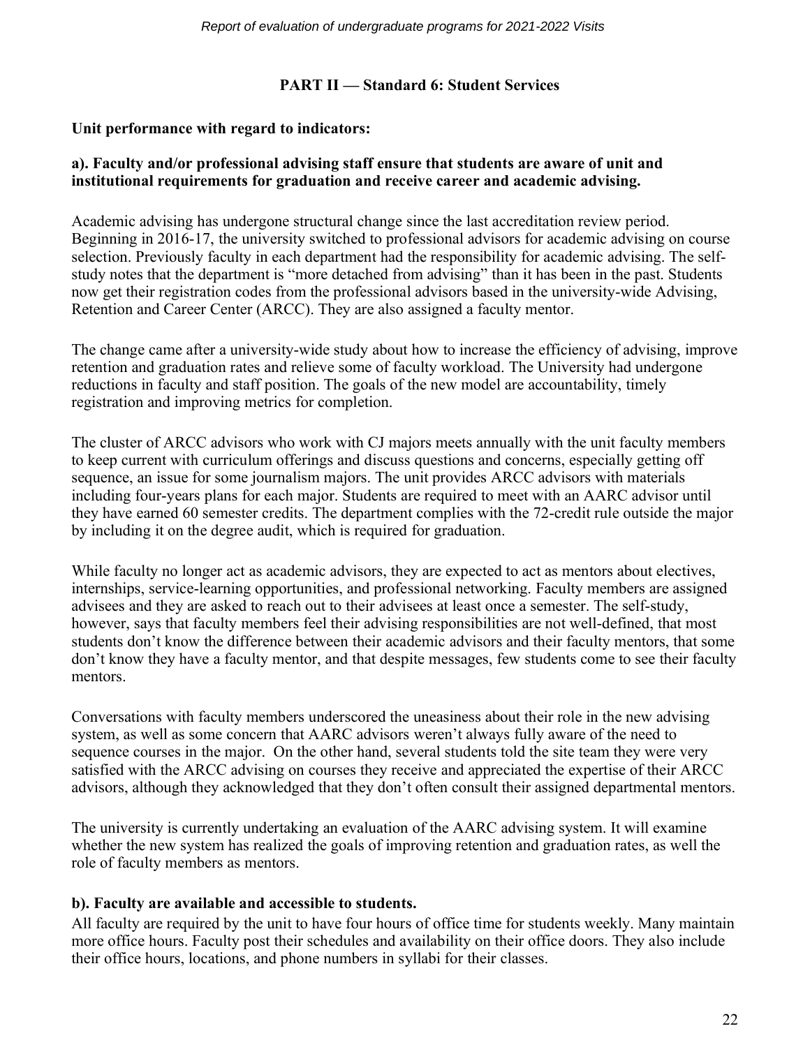## PART II — Standard 6: Student Services

**Unit performance with regard to indicators:**

**a). Faculty and/or professional advising staff ensure that students are aware of unit and institutional requirements for graduation and receive career and academic advising.**

Academic advising has undergone structural change since the last accreditation review period. Beginning in 2016-17, the university switched to professional advisors for academic advising on course selection. Previously faculty in each department had the responsibility for academic advising. The self-study notes that the department is "more detached from advising" than it has been in the past. Students now get their registration codes from the professional advisors based in the university-wide Advising, Retention and Career Center (ARCC). They are also assigned a faculty mentor.

The change came after a university-wide study about how to increase the efficiency of advising, improve retention and graduation rates and relieve some of faculty workload. The University had undergone reductions in faculty and staff position. The goals of the new model are accountability, timely registration and improving metrics for completion.

The cluster of ARCC advisors who work with CJ majors meets annually with the unit faculty members to keep current with curriculum offerings and discuss questions and concerns, especially getting off sequence, an issue for some journalism majors. The unit provides ARCC advisors with materials including four-years plans for each major. Students are required to meet with an AARC advisor until they have earned 60 semester credits. The department complies with the 72-credit rule outside the major by including it on the degree audit, which is required for graduation.

While faculty no longer act as academic advisors, they are expected to act as mentors about electives, internships, service-learning opportunities, and professional networking. Faculty members are assigned advisees and they are asked to reach out to their advisees at least once a semester. The self-study, however, says that faculty members feel their advising responsibilities are not well-defined, that most students don't know the difference between their academic advisors and their faculty mentors, that some don't know they have a faculty mentor, and that despite messages, few students come to see their faculty mentors.

Conversations with faculty members underscored the uneasiness about their role in the new advising system, as well as some concern that AARC advisors weren't always fully aware of the need to sequence courses in the major. On the other hand, several students told the site team they were very satisfied with the ARCC advising on courses they receive and appreciated the expertise of their ARCC advisors, although they acknowledged that they don't often consult their assigned departmental mentors.

The university is currently undertaking an evaluation of the AARC advising system. It will examine whether the new system has realized the goals of improving retention and graduation rates, as well the role of faculty members as mentors.

**b). Faculty are available and accessible to students.**

All faculty are required by the unit to have four hours of office time for students weekly. Many maintain more office hours. Faculty post their schedules and availability on their office doors. They also include their office hours, locations, and phone numbers in syllabi for their classes.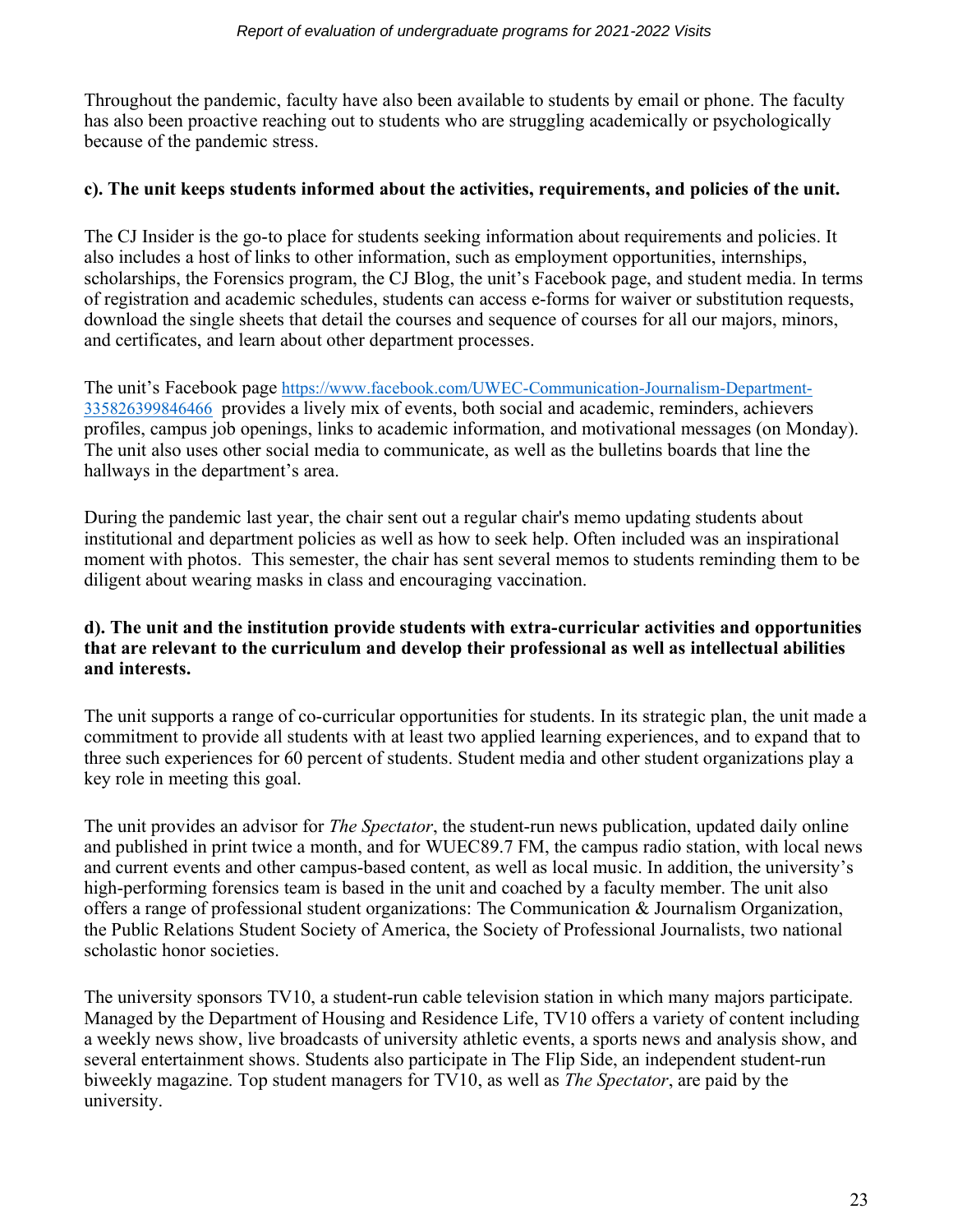Throughout the pandemic, faculty have also been available to students by email or phone. The faculty has also been proactive reaching out to students who are struggling academically or psychologically because of the pandemic stress.

**c). The unit keeps students informed about the activities, requirements, and policies of the unit.**

The CJ Insider is the go-to place for students seeking information about requirements and policies. It also includes a host of links to other information, such as employment opportunities, internships, scholarships, the Forensics program, the CJ Blog, the unit's Facebook page, and student media. In terms of registration and academic schedules, students can access e-forms for waiver or substitution requests, download the single sheets that detail the courses and sequence of courses for all our majors, minors, and certificates, and learn about other department processes.

The unit's Facebook page https://www.facebook.com/UWEC-Communication-Journalism-Department-335826399846466 provides a lively mix of events, both social and academic, reminders, achievers profiles, campus job openings, links to academic information, and motivational messages (on Monday). The unit also uses other social media to communicate, as well as the bulletins boards that line the hallways in the department's area.

During the pandemic last year, the chair sent out a regular chair's memo updating students about institutional and department policies as well as how to seek help. Often included was an inspirational moment with photos. This semester, the chair has sent several memos to students reminding them to be diligent about wearing masks in class and encouraging vaccination.

**d). The unit and the institution provide students with extra-curricular activities and opportunities that are relevant to the curriculum and develop their professional as well as intellectual abilities and interests.**

The unit supports a range of co-curricular opportunities for students. In its strategic plan, the unit made a commitment to provide all students with at least two applied learning experiences, and to expand that to three such experiences for 60 percent of students. Student media and other student organizations play a key role in meeting this goal.

The unit provides an advisor for *The Spectator*, the student-run news publication, updated daily online and published in print twice a month, and for WUEC89.7 FM, the campus radio station, with local news and current events and other campus-based content, as well as local music. In addition, the university's high-performing forensics team is based in the unit and coached by a faculty member. The unit also offers a range of professional student organizations: The Communication & Journalism Organization, the Public Relations Student Society of America, the Society of Professional Journalists, two national scholastic honor societies.

The university sponsors TV10, a student-run cable television station in which many majors participate. Managed by the Department of Housing and Residence Life, TV10 offers a variety of content including a weekly news show, live broadcasts of university athletic events, a sports news and analysis show, and several entertainment shows. Students also participate in The Flip Side, an independent student-run biweekly magazine. Top student managers for TV10, as well as *The Spectator*, are paid by the university.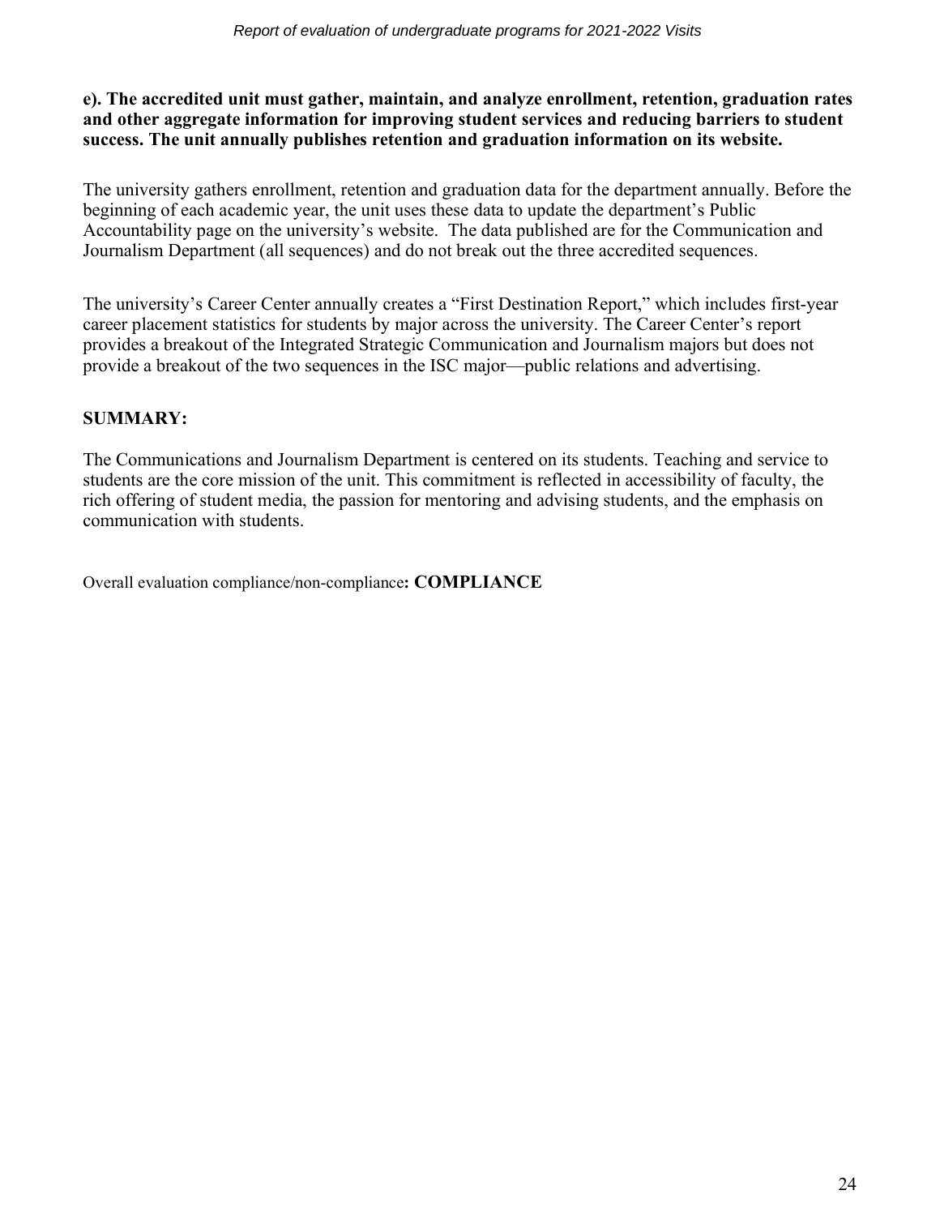**e). The accredited unit must gather, maintain, and analyze enrollment, retention, graduation rates and other aggregate information for improving student services and reducing barriers to student success. The unit annually publishes retention and graduation information on its website.**

The university gathers enrollment, retention and graduation data for the department annually. Before the beginning of each academic year, the unit uses these data to update the department's Public Accountability page on the university's website. The data published are for the Communication and Journalism Department (all sequences) and do not break out the three accredited sequences.

The university's Career Center annually creates a "First Destination Report," which includes first-year career placement statistics for students by major across the university. The Career Center's report provides a breakout of the Integrated Strategic Communication and Journalism majors but does not provide a breakout of the two sequences in the ISC major—public relations and advertising.

**SUMMARY:**

The Communications and Journalism Department is centered on its students. Teaching and service to students are the core mission of the unit. This commitment is reflected in accessibility of faculty, the rich offering of student media, the passion for mentoring and advising students, and the emphasis on communication with students.

Overall evaluation compliance/non-compliance**: COMPLIANCE**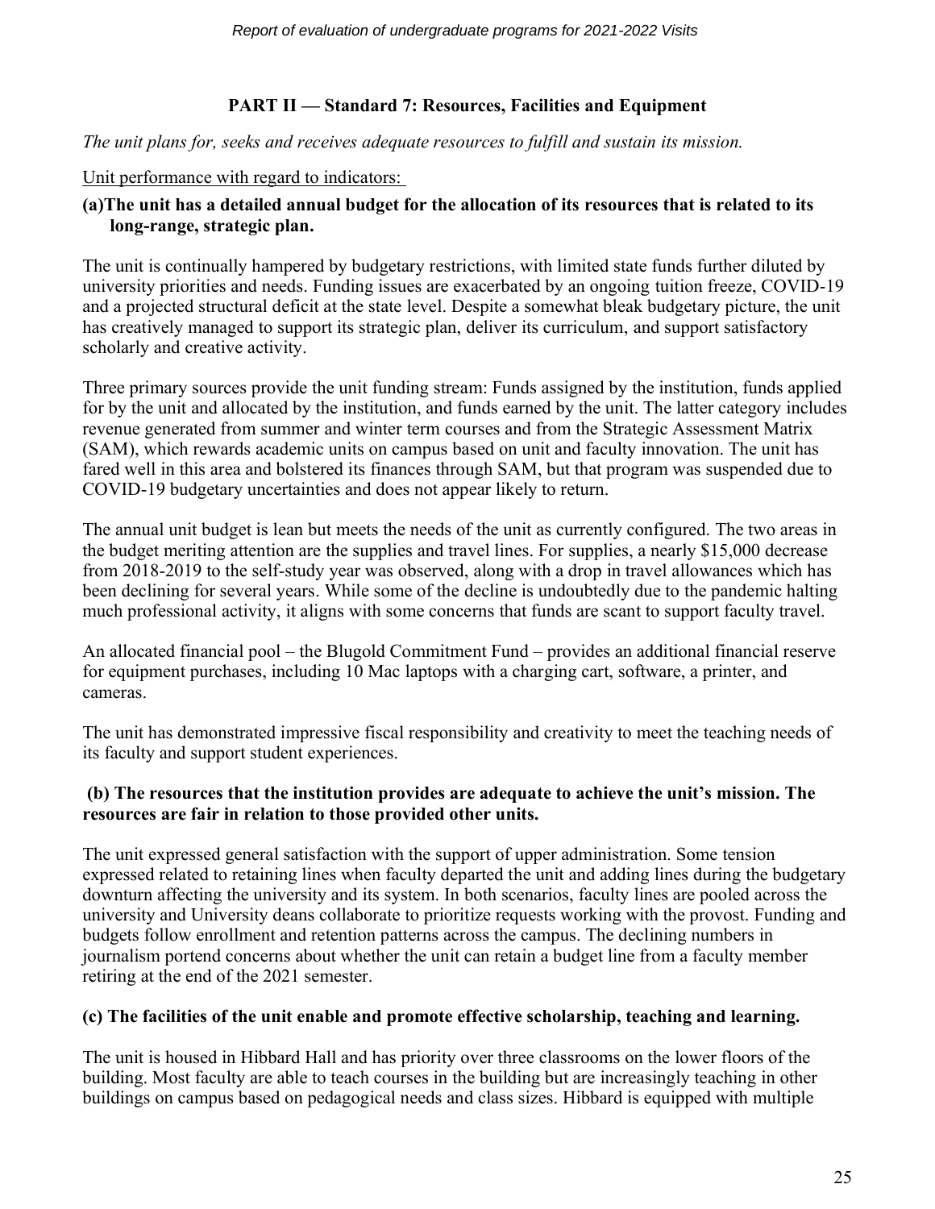## PART II — Standard 7: Resources, Facilities and Equipment

*The unit plans for, seeks and receives adequate resources to fulfill and sustain its mission.*

Unit performance with regard to indicators:

**(a) The unit has a detailed annual budget for the allocation of its resources that is related to its long-range, strategic plan.**

The unit is continually hampered by budgetary restrictions, with limited state funds further diluted by university priorities and needs. Funding issues are exacerbated by an ongoing tuition freeze, COVID-19 and a projected structural deficit at the state level. Despite a somewhat bleak budgetary picture, the unit has creatively managed to support its strategic plan, deliver its curriculum, and support satisfactory scholarly and creative activity.

Three primary sources provide the unit funding stream: Funds assigned by the institution, funds applied for by the unit and allocated by the institution, and funds earned by the unit. The latter category includes revenue generated from summer and winter term courses and from the Strategic Assessment Matrix (SAM), which rewards academic units on campus based on unit and faculty innovation. The unit has fared well in this area and bolstered its finances through SAM, but that program was suspended due to COVID-19 budgetary uncertainties and does not appear likely to return.

The annual unit budget is lean but meets the needs of the unit as currently configured. The two areas in the budget meriting attention are the supplies and travel lines. For supplies, a nearly $15,000 decrease from 2018-2019 to the self-study year was observed, along with a drop in travel allowances which has been declining for several years. While some of the decline is undoubtedly due to the pandemic halting much professional activity, it aligns with some concerns that funds are scant to support faculty travel.

An allocated financial pool – the Blugold Commitment Fund – provides an additional financial reserve for equipment purchases, including 10 Mac laptops with a charging cart, software, a printer, and cameras.

The unit has demonstrated impressive fiscal responsibility and creativity to meet the teaching needs of its faculty and support student experiences.

**(b) The resources that the institution provides are adequate to achieve the unit's mission. The resources are fair in relation to those provided other units.**

The unit expressed general satisfaction with the support of upper administration. Some tension expressed related to retaining lines when faculty departed the unit and adding lines during the budgetary downturn affecting the university and its system. In both scenarios, faculty lines are pooled across the university and University deans collaborate to prioritize requests working with the provost. Funding and budgets follow enrollment and retention patterns across the campus. The declining numbers in journalism portend concerns about whether the unit can retain a budget line from a faculty member retiring at the end of the 2021 semester.

**(c) The facilities of the unit enable and promote effective scholarship, teaching and learning.**

The unit is housed in Hibbard Hall and has priority over three classrooms on the lower floors of the building. Most faculty are able to teach courses in the building but are increasingly teaching in other buildings on campus based on pedagogical needs and class sizes. Hibbard is equipped with multiple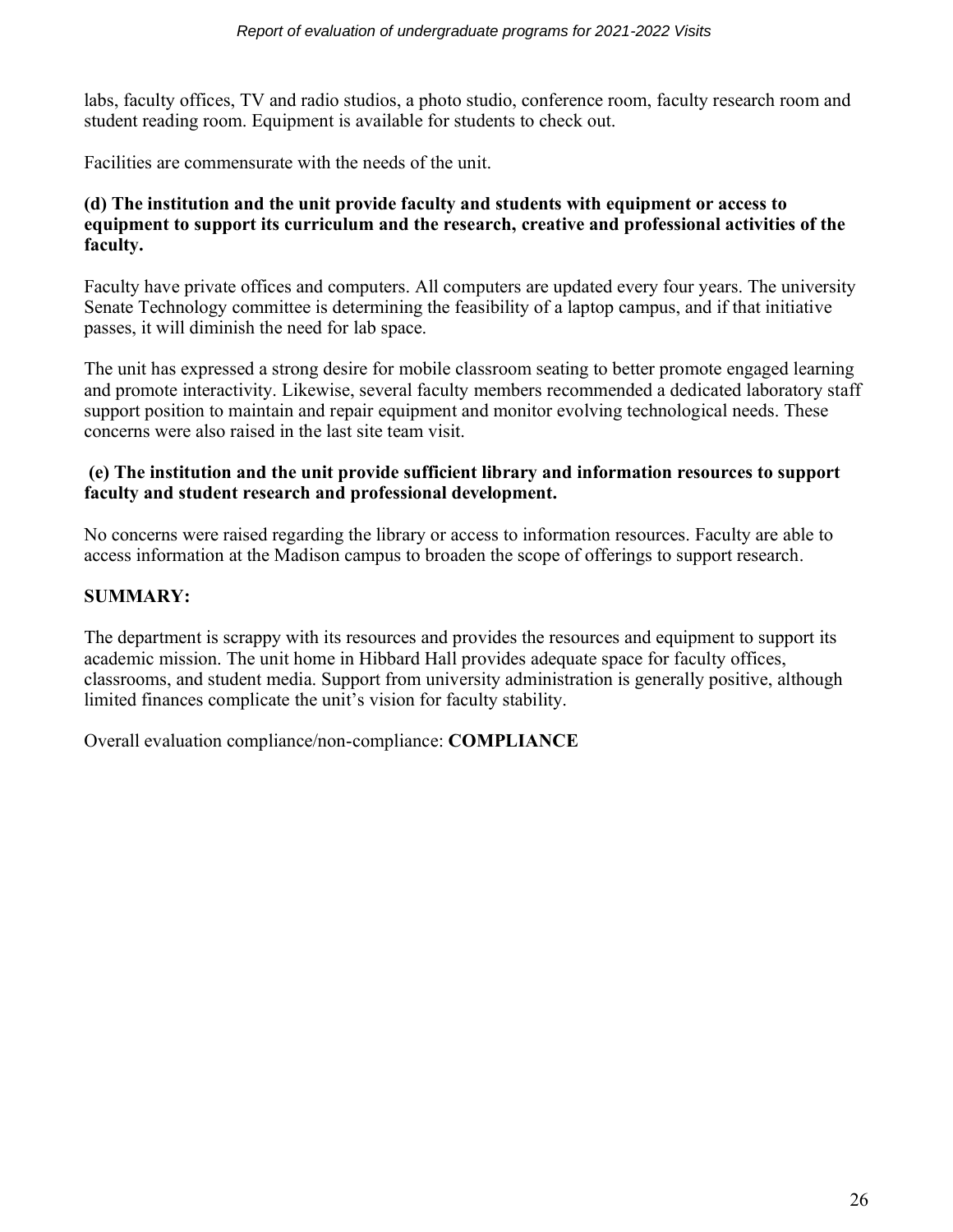labs, faculty offices, TV and radio studios, a photo studio, conference room, faculty research room and student reading room. Equipment is available for students to check out.

Facilities are commensurate with the needs of the unit.

**(d) The institution and the unit provide faculty and students with equipment or access to equipment to support its curriculum and the research, creative and professional activities of the faculty.**

Faculty have private offices and computers. All computers are updated every four years. The university Senate Technology committee is determining the feasibility of a laptop campus, and if that initiative passes, it will diminish the need for lab space.

The unit has expressed a strong desire for mobile classroom seating to better promote engaged learning and promote interactivity. Likewise, several faculty members recommended a dedicated laboratory staff support position to maintain and repair equipment and monitor evolving technological needs. These concerns were also raised in the last site team visit.

**(e) The institution and the unit provide sufficient library and information resources to support faculty and student research and professional development.**

No concerns were raised regarding the library or access to information resources. Faculty are able to access information at the Madison campus to broaden the scope of offerings to support research.

**SUMMARY:**

The department is scrappy with its resources and provides the resources and equipment to support its academic mission. The unit home in Hibbard Hall provides adequate space for faculty offices, classrooms, and student media. Support from university administration is generally positive, although limited finances complicate the unit's vision for faculty stability.

Overall evaluation compliance/non-compliance: **COMPLIANCE**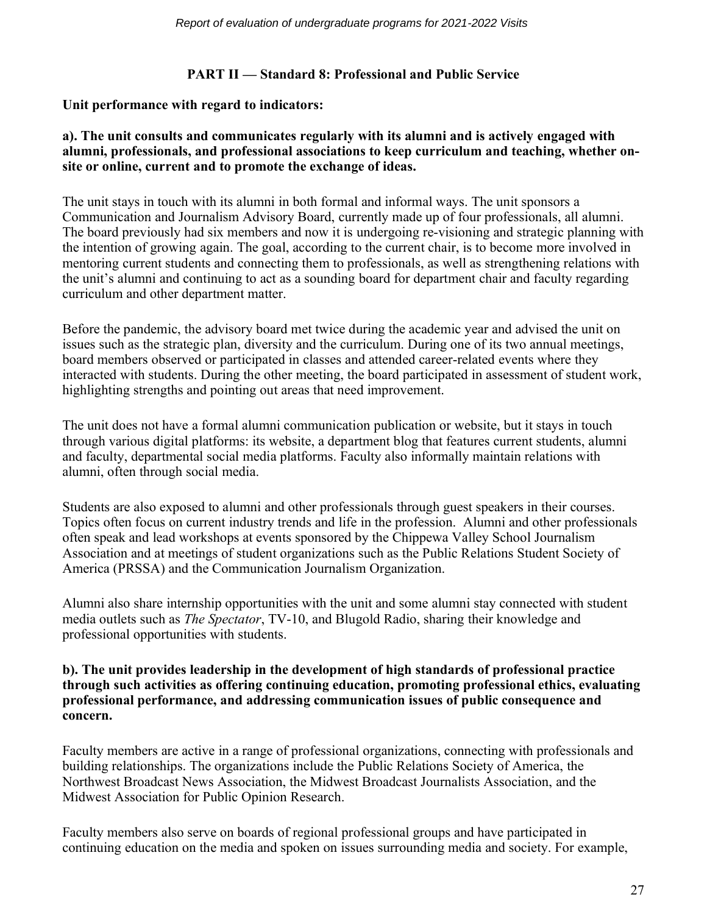## PART II — Standard 8: Professional and Public Service

**Unit performance with regard to indicators:**

**a). The unit consults and communicates regularly with its alumni and is actively engaged with alumni, professionals, and professional associations to keep curriculum and teaching, whether on-site or online, current and to promote the exchange of ideas.**

The unit stays in touch with its alumni in both formal and informal ways. The unit sponsors a Communication and Journalism Advisory Board, currently made up of four professionals, all alumni. The board previously had six members and now it is undergoing re-visioning and strategic planning with the intention of growing again. The goal, according to the current chair, is to become more involved in mentoring current students and connecting them to professionals, as well as strengthening relations with the unit's alumni and continuing to act as a sounding board for department chair and faculty regarding curriculum and other department matter.

Before the pandemic, the advisory board met twice during the academic year and advised the unit on issues such as the strategic plan, diversity and the curriculum. During one of its two annual meetings, board members observed or participated in classes and attended career-related events where they interacted with students. During the other meeting, the board participated in assessment of student work, highlighting strengths and pointing out areas that need improvement.

The unit does not have a formal alumni communication publication or website, but it stays in touch through various digital platforms: its website, a department blog that features current students, alumni and faculty, departmental social media platforms. Faculty also informally maintain relations with alumni, often through social media.

Students are also exposed to alumni and other professionals through guest speakers in their courses. Topics often focus on current industry trends and life in the profession. Alumni and other professionals often speak and lead workshops at events sponsored by the Chippewa Valley School Journalism Association and at meetings of student organizations such as the Public Relations Student Society of America (PRSSA) and the Communication Journalism Organization.

Alumni also share internship opportunities with the unit and some alumni stay connected with student media outlets such as *The Spectator*, TV-10, and Blugold Radio, sharing their knowledge and professional opportunities with students.

**b). The unit provides leadership in the development of high standards of professional practice through such activities as offering continuing education, promoting professional ethics, evaluating professional performance, and addressing communication issues of public consequence and concern.**

Faculty members are active in a range of professional organizations, connecting with professionals and building relationships. The organizations include the Public Relations Society of America, the Northwest Broadcast News Association, the Midwest Broadcast Journalists Association, and the Midwest Association for Public Opinion Research.

Faculty members also serve on boards of regional professional groups and have participated in continuing education on the media and spoken on issues surrounding media and society. For example,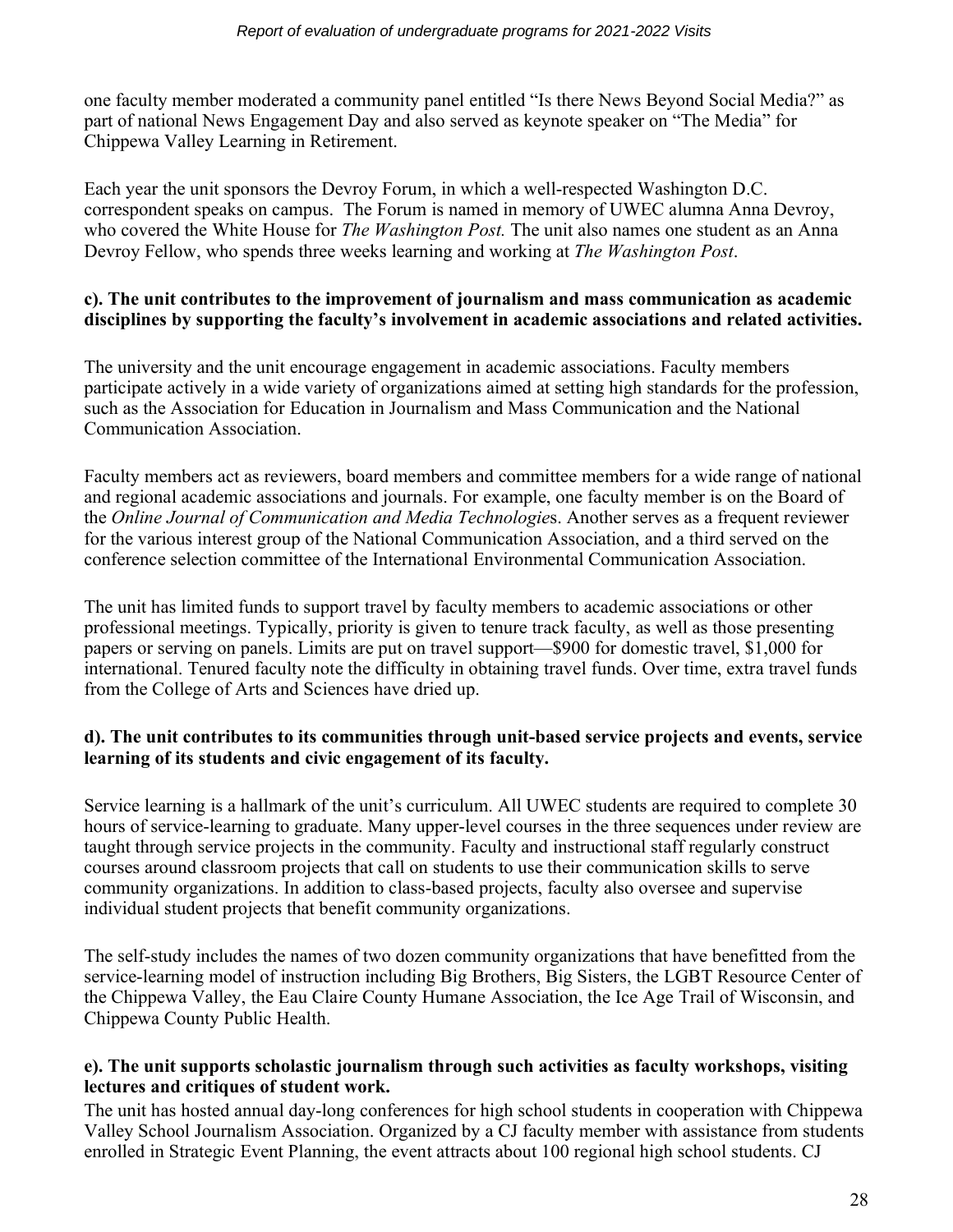one faculty member moderated a community panel entitled "Is there News Beyond Social Media?" as part of national News Engagement Day and also served as keynote speaker on "The Media" for Chippewa Valley Learning in Retirement.

Each year the unit sponsors the Devroy Forum, in which a well-respected Washington D.C. correspondent speaks on campus. The Forum is named in memory of UWEC alumna Anna Devroy, who covered the White House for *The Washington Post.* The unit also names one student as an Anna Devroy Fellow, who spends three weeks learning and working at *The Washington Post*.

**c). The unit contributes to the improvement of journalism and mass communication as academic disciplines by supporting the faculty's involvement in academic associations and related activities.**

The university and the unit encourage engagement in academic associations. Faculty members participate actively in a wide variety of organizations aimed at setting high standards for the profession, such as the Association for Education in Journalism and Mass Communication and the National Communication Association.

Faculty members act as reviewers, board members and committee members for a wide range of national and regional academic associations and journals. For example, one faculty member is on the Board of the *Online Journal of Communication and Media Technologie*s. Another serves as a frequent reviewer for the various interest group of the National Communication Association, and a third served on the conference selection committee of the International Environmental Communication Association.

The unit has limited funds to support travel by faculty members to academic associations or other professional meetings. Typically, priority is given to tenure track faculty, as well as those presenting papers or serving on panels. Limits are put on travel support—$900 for domestic travel, $1,000 for international. Tenured faculty note the difficulty in obtaining travel funds. Over time, extra travel funds from the College of Arts and Sciences have dried up.

**d). The unit contributes to its communities through unit-based service projects and events, service learning of its students and civic engagement of its faculty.**

Service learning is a hallmark of the unit's curriculum. All UWEC students are required to complete 30 hours of service-learning to graduate. Many upper-level courses in the three sequences under review are taught through service projects in the community. Faculty and instructional staff regularly construct courses around classroom projects that call on students to use their communication skills to serve community organizations. In addition to class-based projects, faculty also oversee and supervise individual student projects that benefit community organizations.

The self-study includes the names of two dozen community organizations that have benefitted from the service-learning model of instruction including Big Brothers, Big Sisters, the LGBT Resource Center of the Chippewa Valley, the Eau Claire County Humane Association, the Ice Age Trail of Wisconsin, and Chippewa County Public Health.

**e). The unit supports scholastic journalism through such activities as faculty workshops, visiting lectures and critiques of student work.**

The unit has hosted annual day-long conferences for high school students in cooperation with Chippewa Valley School Journalism Association. Organized by a CJ faculty member with assistance from students enrolled in Strategic Event Planning, the event attracts about 100 regional high school students. CJ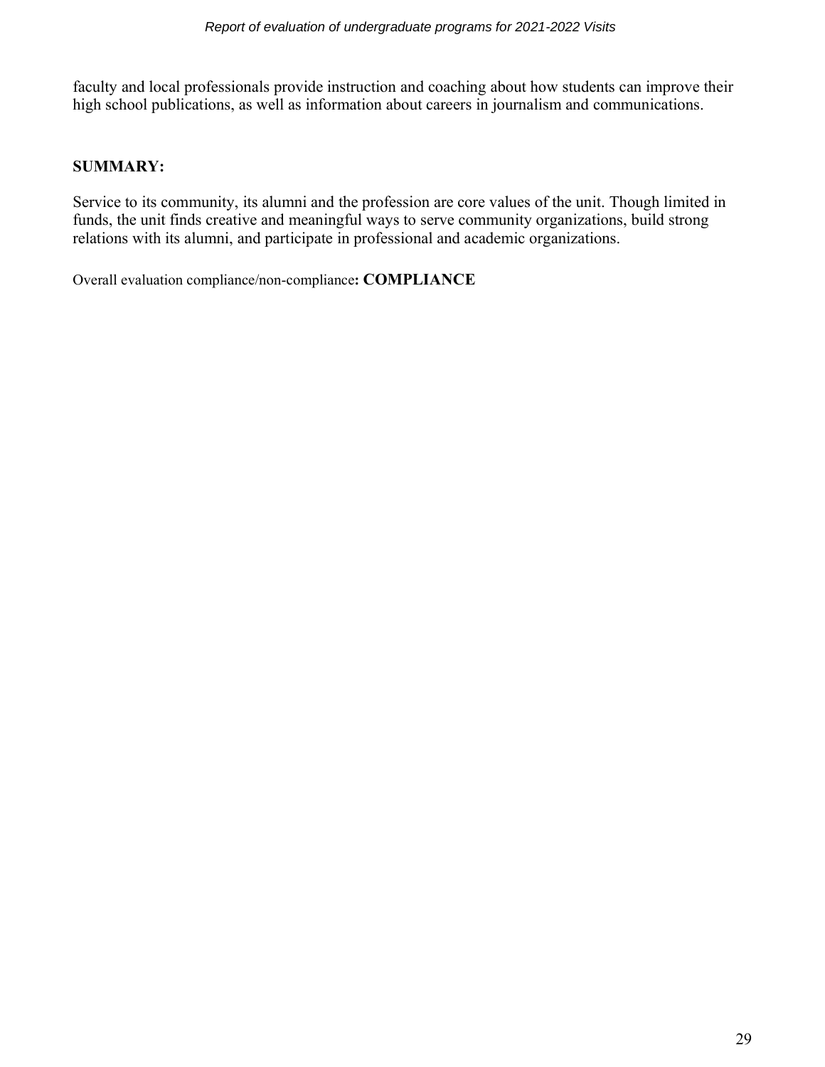faculty and local professionals provide instruction and coaching about how students can improve their high school publications, as well as information about careers in journalism and communications.

**SUMMARY:**

Service to its community, its alumni and the profession are core values of the unit. Though limited in funds, the unit finds creative and meaningful ways to serve community organizations, build strong relations with its alumni, and participate in professional and academic organizations.

Overall evaluation compliance/non-compliance**: COMPLIANCE**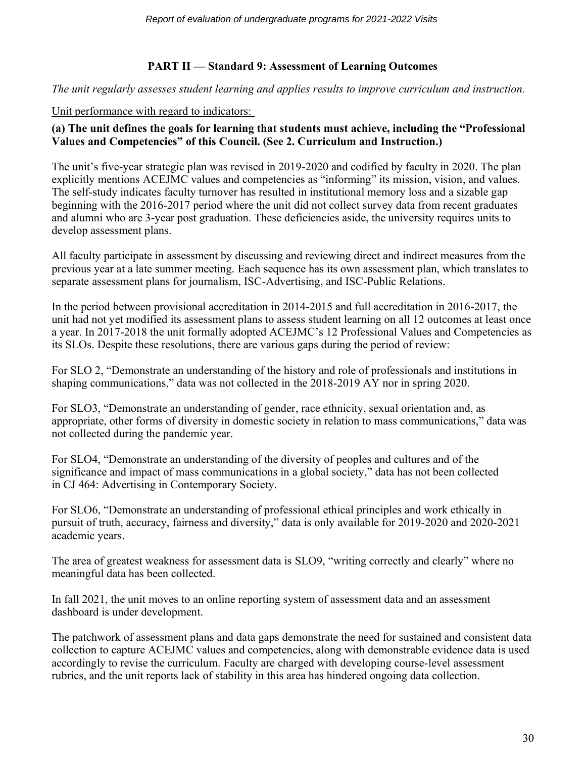## PART II — Standard 9: Assessment of Learning Outcomes

*The unit regularly assesses student learning and applies results to improve curriculum and instruction.*

Unit performance with regard to indicators:

**(a) The unit defines the goals for learning that students must achieve, including the "Professional Values and Competencies" of this Council. (See 2. Curriculum and Instruction.)**

The unit's five-year strategic plan was revised in 2019-2020 and codified by faculty in 2020. The plan explicitly mentions ACEJMC values and competencies as "informing" its mission, vision, and values. The self-study indicates faculty turnover has resulted in institutional memory loss and a sizable gap beginning with the 2016-2017 period where the unit did not collect survey data from recent graduates and alumni who are 3-year post graduation. These deficiencies aside, the university requires units to develop assessment plans.

All faculty participate in assessment by discussing and reviewing direct and indirect measures from the previous year at a late summer meeting. Each sequence has its own assessment plan, which translates to separate assessment plans for journalism, ISC-Advertising, and ISC-Public Relations.

In the period between provisional accreditation in 2014-2015 and full accreditation in 2016-2017, the unit had not yet modified its assessment plans to assess student learning on all 12 outcomes at least once a year. In 2017-2018 the unit formally adopted ACEJMC's 12 Professional Values and Competencies as its SLOs. Despite these resolutions, there are various gaps during the period of review:

For SLO 2, "Demonstrate an understanding of the history and role of professionals and institutions in shaping communications," data was not collected in the 2018-2019 AY nor in spring 2020.

For SLO3, "Demonstrate an understanding of gender, race ethnicity, sexual orientation and, as appropriate, other forms of diversity in domestic society in relation to mass communications," data was not collected during the pandemic year.

For SLO4, "Demonstrate an understanding of the diversity of peoples and cultures and of the significance and impact of mass communications in a global society," data has not been collected in CJ 464: Advertising in Contemporary Society.

For SLO6, "Demonstrate an understanding of professional ethical principles and work ethically in pursuit of truth, accuracy, fairness and diversity," data is only available for 2019-2020 and 2020-2021 academic years.

The area of greatest weakness for assessment data is SLO9, "writing correctly and clearly" where no meaningful data has been collected.

In fall 2021, the unit moves to an online reporting system of assessment data and an assessment dashboard is under development.

The patchwork of assessment plans and data gaps demonstrate the need for sustained and consistent data collection to capture ACEJMC values and competencies, along with demonstrable evidence data is used accordingly to revise the curriculum. Faculty are charged with developing course-level assessment rubrics, and the unit reports lack of stability in this area has hindered ongoing data collection.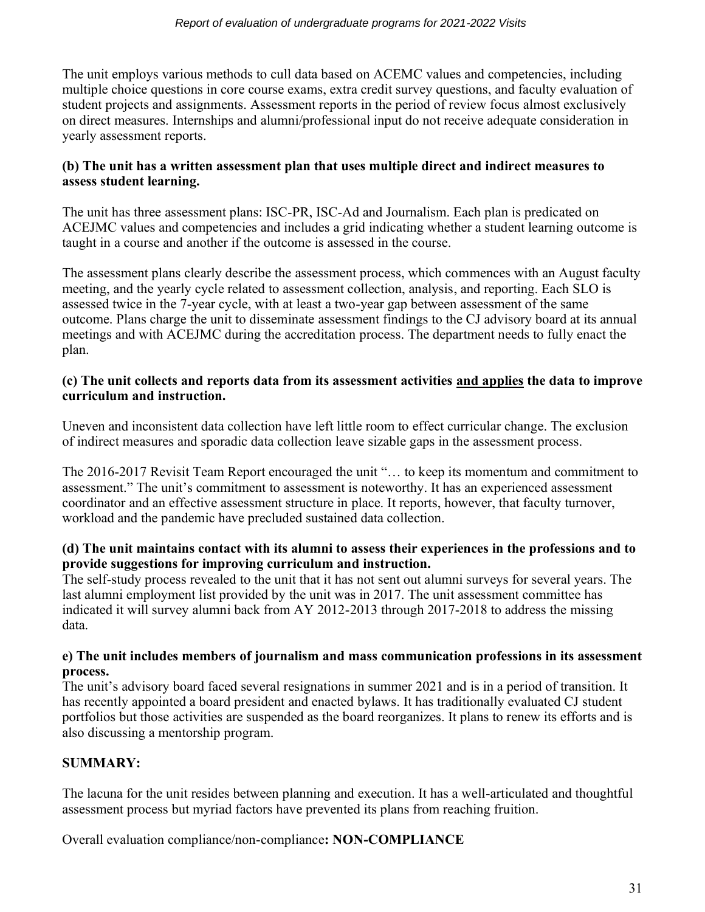The unit employs various methods to cull data based on ACEMC values and competencies, including multiple choice questions in core course exams, extra credit survey questions, and faculty evaluation of student projects and assignments. Assessment reports in the period of review focus almost exclusively on direct measures. Internships and alumni/professional input do not receive adequate consideration in yearly assessment reports.

**(b) The unit has a written assessment plan that uses multiple direct and indirect measures to assess student learning.**

The unit has three assessment plans: ISC-PR, ISC-Ad and Journalism. Each plan is predicated on ACEJMC values and competencies and includes a grid indicating whether a student learning outcome is taught in a course and another if the outcome is assessed in the course.

The assessment plans clearly describe the assessment process, which commences with an August faculty meeting, and the yearly cycle related to assessment collection, analysis, and reporting. Each SLO is assessed twice in the 7-year cycle, with at least a two-year gap between assessment of the same outcome. Plans charge the unit to disseminate assessment findings to the CJ advisory board at its annual meetings and with ACEJMC during the accreditation process. The department needs to fully enact the plan.

**(c) The unit collects and reports data from its assessment activities <u>and applies</u> the data to improve curriculum and instruction.**

Uneven and inconsistent data collection have left little room to effect curricular change. The exclusion of indirect measures and sporadic data collection leave sizable gaps in the assessment process.

The 2016-2017 Revisit Team Report encouraged the unit "… to keep its momentum and commitment to assessment." The unit's commitment to assessment is noteworthy. It has an experienced assessment coordinator and an effective assessment structure in place. It reports, however, that faculty turnover, workload and the pandemic have precluded sustained data collection.

**(d) The unit maintains contact with its alumni to assess their experiences in the professions and to provide suggestions for improving curriculum and instruction.**

The self-study process revealed to the unit that it has not sent out alumni surveys for several years. The last alumni employment list provided by the unit was in 2017. The unit assessment committee has indicated it will survey alumni back from AY 2012-2013 through 2017-2018 to address the missing data.

**e) The unit includes members of journalism and mass communication professions in its assessment process.**

The unit's advisory board faced several resignations in summer 2021 and is in a period of transition. It has recently appointed a board president and enacted bylaws. It has traditionally evaluated CJ student portfolios but those activities are suspended as the board reorganizes. It plans to renew its efforts and is also discussing a mentorship program.

**SUMMARY:**

The lacuna for the unit resides between planning and execution. It has a well-articulated and thoughtful assessment process but myriad factors have prevented its plans from reaching fruition.

Overall evaluation compliance/non-compliance**: NON-COMPLIANCE**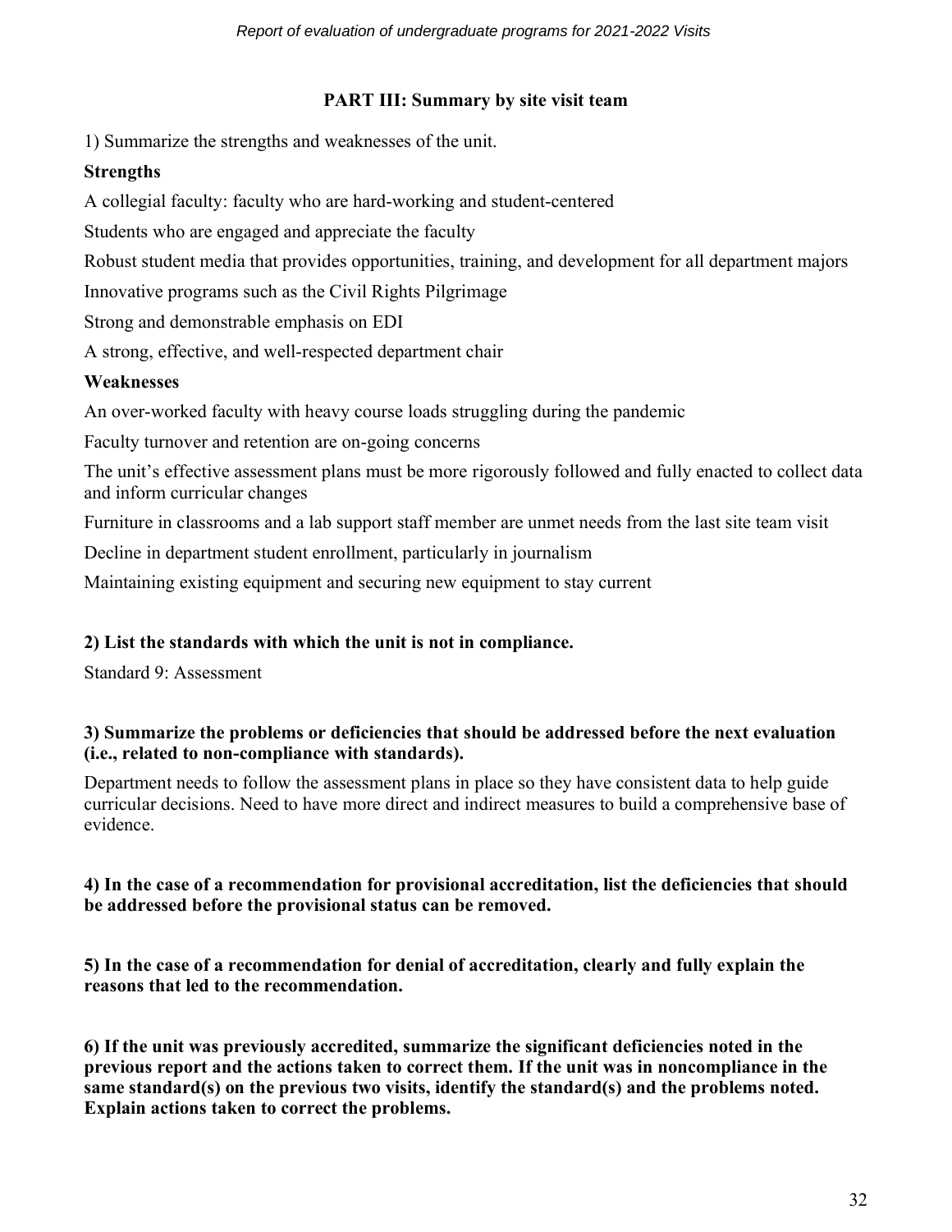## PART III: Summary by site visit team

1) Summarize the strengths and weaknesses of the unit.

**Strengths**

A collegial faculty: faculty who are hard-working and student-centered

Students who are engaged and appreciate the faculty

Robust student media that provides opportunities, training, and development for all department majors

Innovative programs such as the Civil Rights Pilgrimage

Strong and demonstrable emphasis on EDI

A strong, effective, and well-respected department chair

**Weaknesses**

An over-worked faculty with heavy course loads struggling during the pandemic

Faculty turnover and retention are on-going concerns

The unit's effective assessment plans must be more rigorously followed and fully enacted to collect data and inform curricular changes

Furniture in classrooms and a lab support staff member are unmet needs from the last site team visit

Decline in department student enrollment, particularly in journalism

Maintaining existing equipment and securing new equipment to stay current

**2) List the standards with which the unit is not in compliance.**

Standard 9: Assessment

**3) Summarize the problems or deficiencies that should be addressed before the next evaluation (i.e., related to non-compliance with standards).**

Department needs to follow the assessment plans in place so they have consistent data to help guide curricular decisions. Need to have more direct and indirect measures to build a comprehensive base of evidence.

**4) In the case of a recommendation for provisional accreditation, list the deficiencies that should be addressed before the provisional status can be removed.**

**5) In the case of a recommendation for denial of accreditation, clearly and fully explain the reasons that led to the recommendation.**

**6) If the unit was previously accredited, summarize the significant deficiencies noted in the previous report and the actions taken to correct them. If the unit was in noncompliance in the same standard(s) on the previous two visits, identify the standard(s) and the problems noted. Explain actions taken to correct the problems.**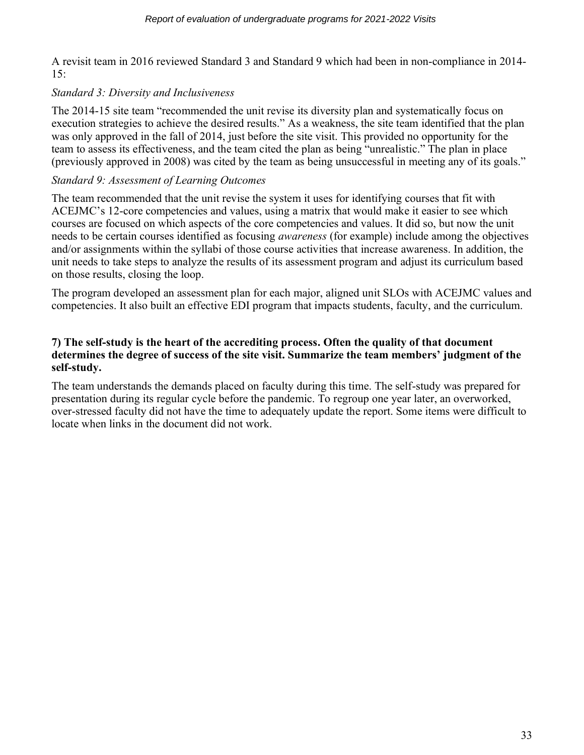A revisit team in 2016 reviewed Standard 3 and Standard 9 which had been in non-compliance in 2014-15:

*Standard 3: Diversity and Inclusiveness*

The 2014-15 site team "recommended the unit revise its diversity plan and systematically focus on execution strategies to achieve the desired results." As a weakness, the site team identified that the plan was only approved in the fall of 2014, just before the site visit. This provided no opportunity for the team to assess its effectiveness, and the team cited the plan as being "unrealistic." The plan in place (previously approved in 2008) was cited by the team as being unsuccessful in meeting any of its goals."

*Standard 9: Assessment of Learning Outcomes*

The team recommended that the unit revise the system it uses for identifying courses that fit with ACEJMC's 12-core competencies and values, using a matrix that would make it easier to see which courses are focused on which aspects of the core competencies and values. It did so, but now the unit needs to be certain courses identified as focusing *awareness* (for example) include among the objectives and/or assignments within the syllabi of those course activities that increase awareness. In addition, the unit needs to take steps to analyze the results of its assessment program and adjust its curriculum based on those results, closing the loop.

The program developed an assessment plan for each major, aligned unit SLOs with ACEJMC values and competencies. It also built an effective EDI program that impacts students, faculty, and the curriculum.

**7) The self-study is the heart of the accrediting process. Often the quality of that document determines the degree of success of the site visit. Summarize the team members' judgment of the self-study.**

The team understands the demands placed on faculty during this time. The self-study was prepared for presentation during its regular cycle before the pandemic. To regroup one year later, an overworked, over-stressed faculty did not have the time to adequately update the report. Some items were difficult to locate when links in the document did not work.